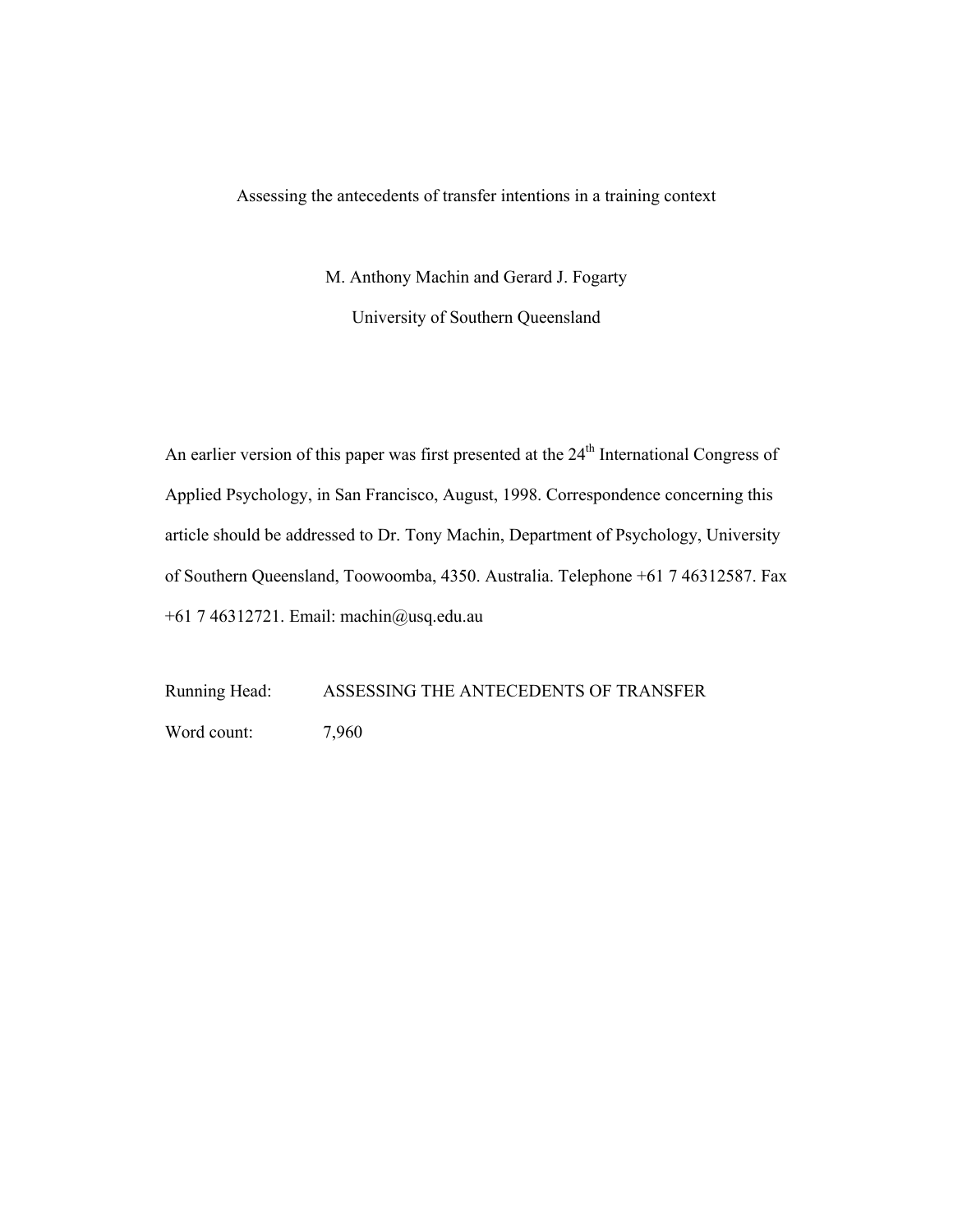# Assessing the antecedents of transfer intentions in a training context

M. Anthony Machin and Gerard J. Fogarty

University of Southern Queensland

An earlier version of this paper was first presented at the 24th International Congress of Applied Psychology, in San Francisco, August, 1998. Correspondence concerning this article should be addressed to Dr. Tony Machin, Department of Psychology, University of Southern Queensland, Toowoomba, 4350. Australia. Telephone +61 7 46312587. Fax +61 7 46312721. Email: machin@usq.edu.au

Running Head: ASSESSING THE ANTECEDENTS OF TRANSFER

Word count: 7,960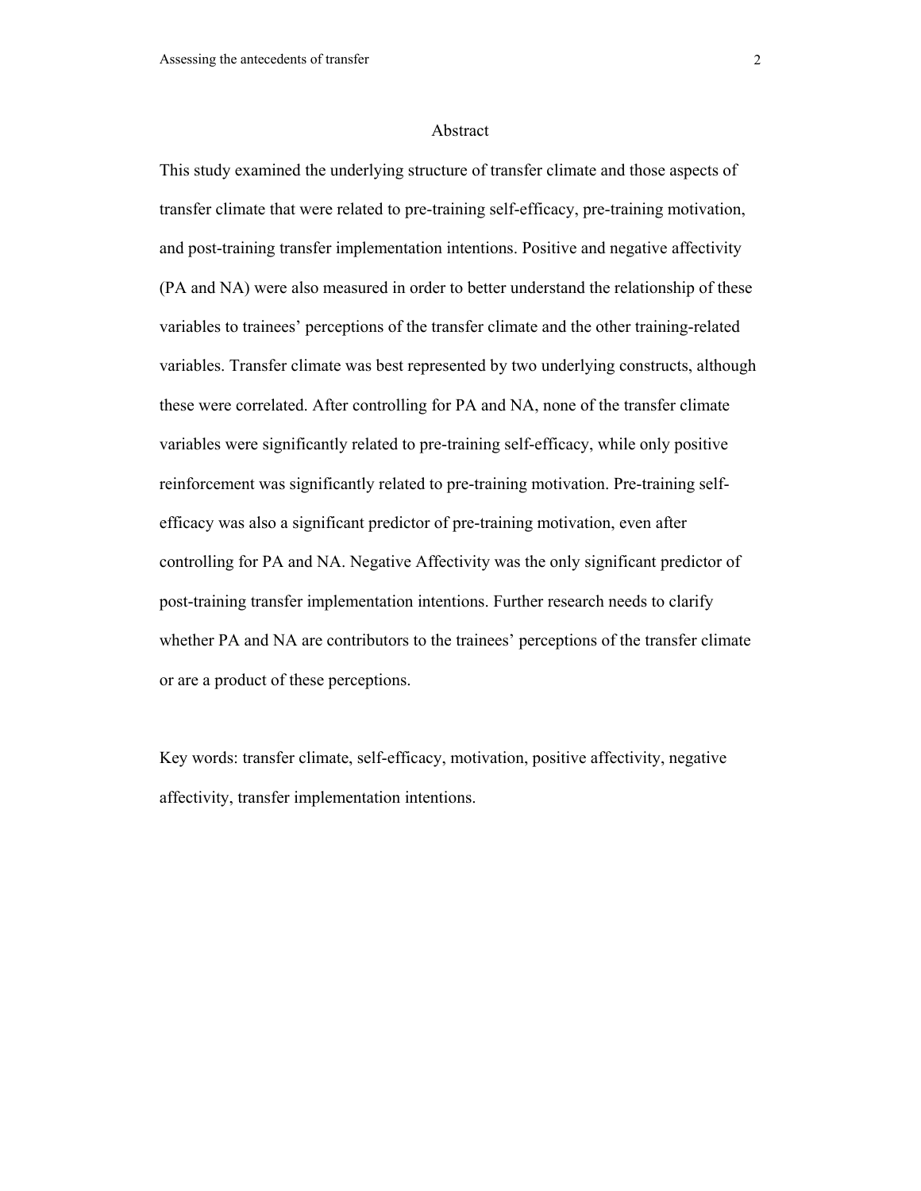# Abstract

This study examined the underlying structure of transfer climate and those aspects of transfer climate that were related to pre-training self-efficacy, pre-training motivation, and post-training transfer implementation intentions. Positive and negative affectivity (PA and NA) were also measured in order to better understand the relationship of these variables to trainees' perceptions of the transfer climate and the other training-related variables. Transfer climate was best represented by two underlying constructs, although these were correlated. After controlling for PA and NA, none of the transfer climate variables were significantly related to pre-training self-efficacy, while only positive reinforcement was significantly related to pre-training motivation. Pre-training self-efficacy was also a significant predictor of pre-training motivation, even after controlling for PA and NA. Negative Affectivity was the only significant predictor of post-training transfer implementation intentions. Further research needs to clarify whether PA and NA are contributors to the trainees' perceptions of the transfer climate or are a product of these perceptions.

Key words: transfer climate, self-efficacy, motivation, positive affectivity, negative affectivity, transfer implementation intentions.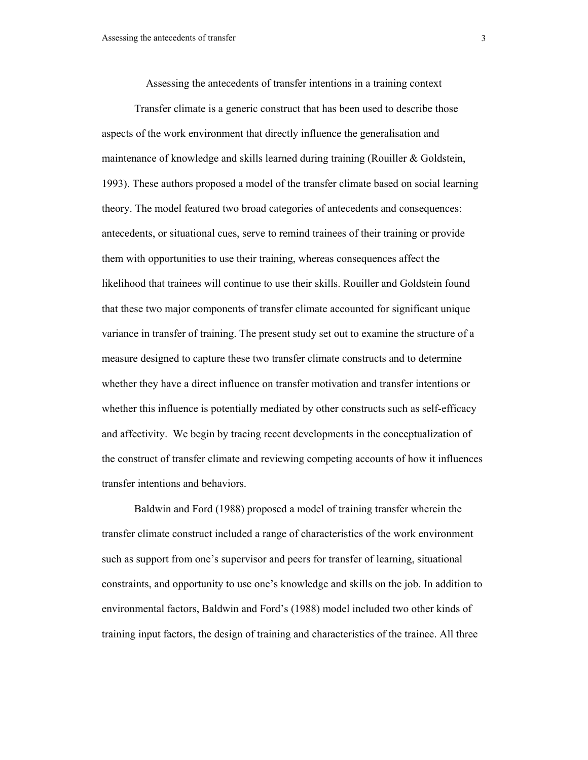# Assessing the antecedents of transfer intentions in a training context

Transfer climate is a generic construct that has been used to describe those aspects of the work environment that directly influence the generalisation and maintenance of knowledge and skills learned during training (Rouiller & Goldstein, 1993). These authors proposed a model of the transfer climate based on social learning theory. The model featured two broad categories of antecedents and consequences: antecedents, or situational cues, serve to remind trainees of their training or provide them with opportunities to use their training, whereas consequences affect the likelihood that trainees will continue to use their skills. Rouiller and Goldstein found that these two major components of transfer climate accounted for significant unique variance in transfer of training. The present study set out to examine the structure of a measure designed to capture these two transfer climate constructs and to determine whether they have a direct influence on transfer motivation and transfer intentions or whether this influence is potentially mediated by other constructs such as self-efficacy and affectivity. We begin by tracing recent developments in the conceptualization of the construct of transfer climate and reviewing competing accounts of how it influences transfer intentions and behaviors.

Baldwin and Ford (1988) proposed a model of training transfer wherein the transfer climate construct included a range of characteristics of the work environment such as support from one's supervisor and peers for transfer of learning, situational constraints, and opportunity to use one's knowledge and skills on the job. In addition to environmental factors, Baldwin and Ford's (1988) model included two other kinds of training input factors, the design of training and characteristics of the trainee. All three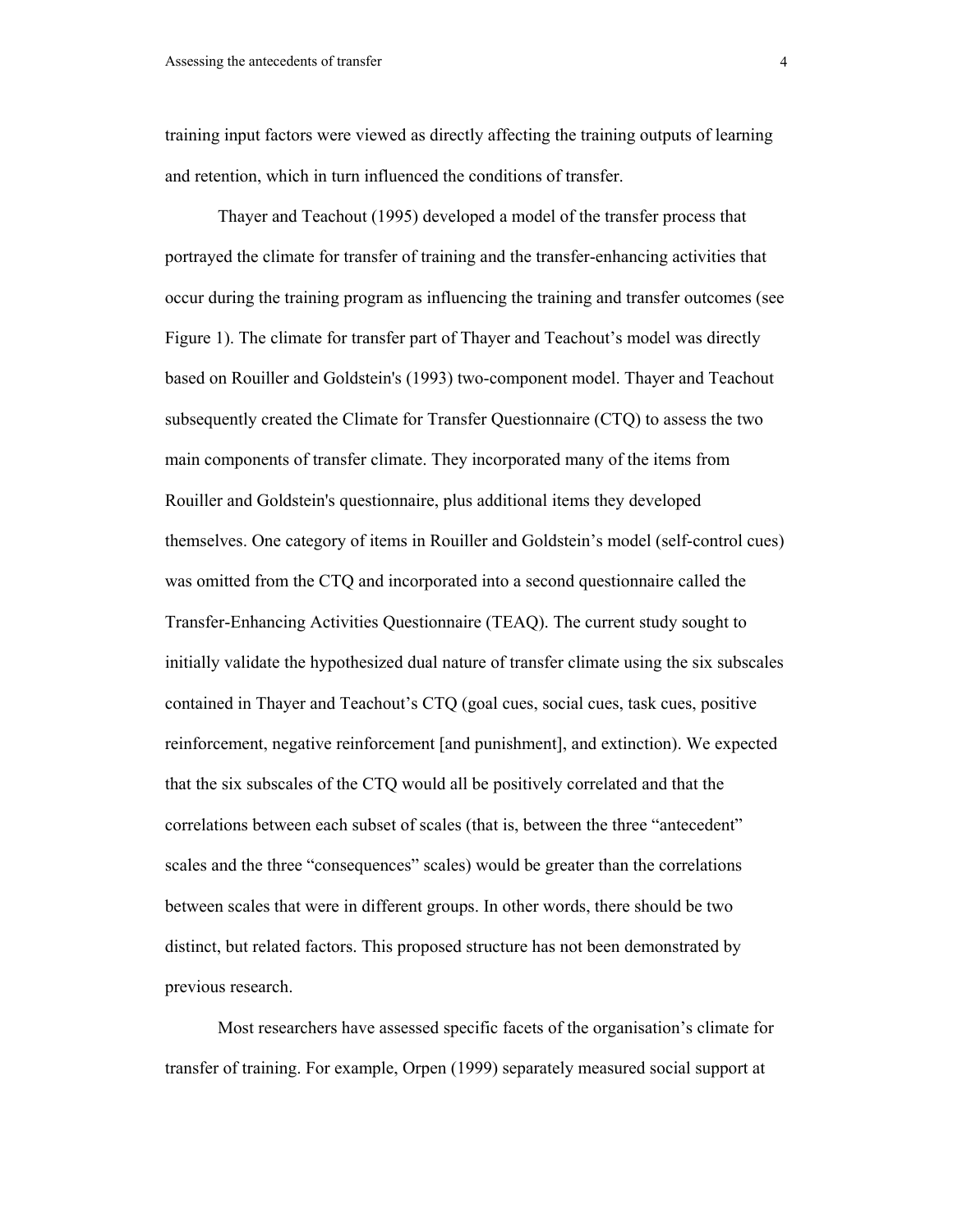training input factors were viewed as directly affecting the training outputs of learning and retention, which in turn influenced the conditions of transfer.

Thayer and Teachout (1995) developed a model of the transfer process that portrayed the climate for transfer of training and the transfer-enhancing activities that occur during the training program as influencing the training and transfer outcomes (see Figure 1). The climate for transfer part of Thayer and Teachout's model was directly based on Rouiller and Goldstein's (1993) two-component model. Thayer and Teachout subsequently created the Climate for Transfer Questionnaire (CTQ) to assess the two main components of transfer climate. They incorporated many of the items from Rouiller and Goldstein's questionnaire, plus additional items they developed themselves. One category of items in Rouiller and Goldstein's model (self-control cues) was omitted from the CTQ and incorporated into a second questionnaire called the Transfer-Enhancing Activities Questionnaire (TEAQ). The current study sought to initially validate the hypothesized dual nature of transfer climate using the six subscales contained in Thayer and Teachout's CTQ (goal cues, social cues, task cues, positive reinforcement, negative reinforcement [and punishment], and extinction). We expected that the six subscales of the CTQ would all be positively correlated and that the correlations between each subset of scales (that is, between the three "antecedent" scales and the three "consequences" scales) would be greater than the correlations between scales that were in different groups. In other words, there should be two distinct, but related factors. This proposed structure has not been demonstrated by previous research.

Most researchers have assessed specific facets of the organisation's climate for transfer of training. For example, Orpen (1999) separately measured social support at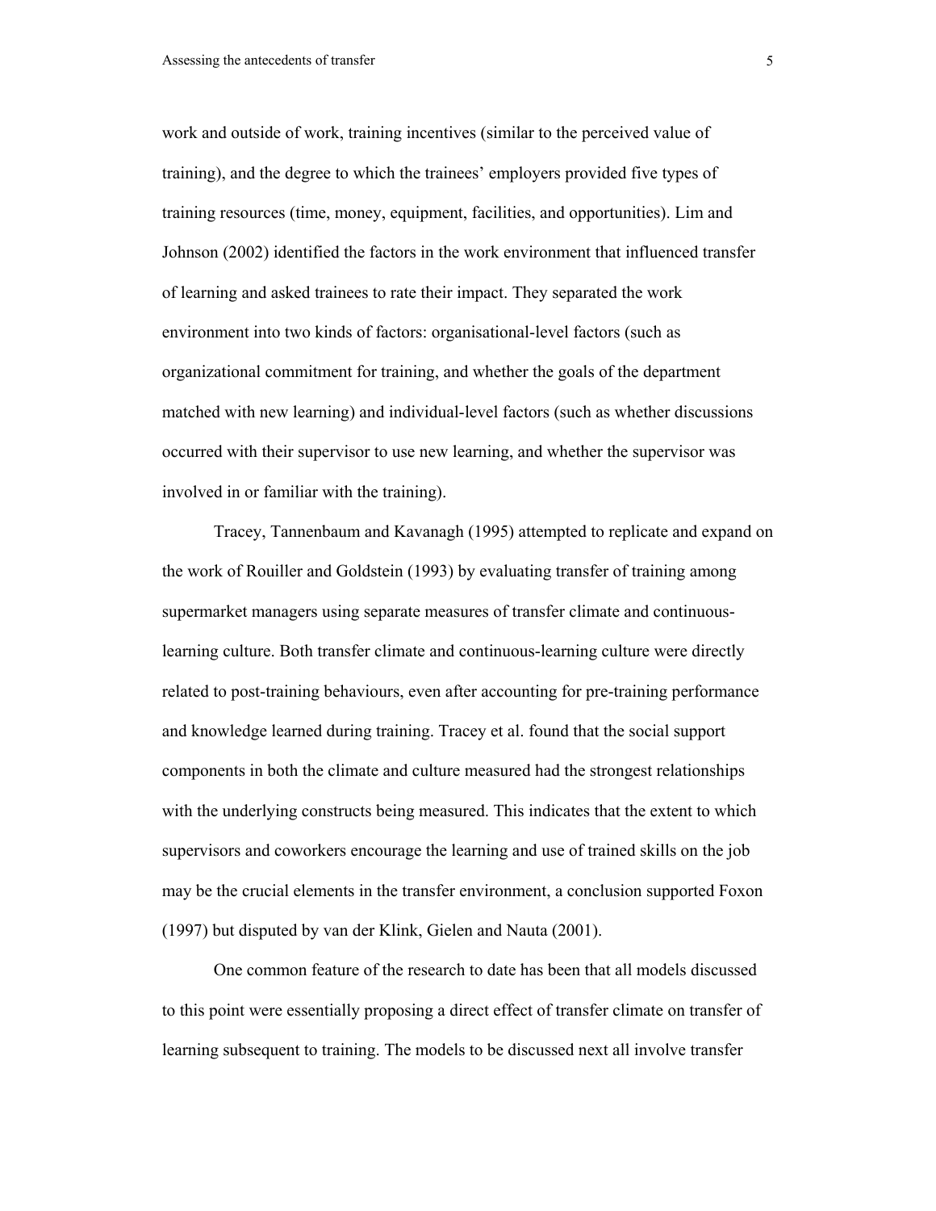work and outside of work, training incentives (similar to the perceived value of training), and the degree to which the trainees' employers provided five types of training resources (time, money, equipment, facilities, and opportunities). Lim and Johnson (2002) identified the factors in the work environment that influenced transfer of learning and asked trainees to rate their impact. They separated the work environment into two kinds of factors: organisational-level factors (such as organizational commitment for training, and whether the goals of the department matched with new learning) and individual-level factors (such as whether discussions occurred with their supervisor to use new learning, and whether the supervisor was involved in or familiar with the training).

Tracey, Tannenbaum and Kavanagh (1995) attempted to replicate and expand on the work of Rouiller and Goldstein (1993) by evaluating transfer of training among supermarket managers using separate measures of transfer climate and continuous-learning culture. Both transfer climate and continuous-learning culture were directly related to post-training behaviours, even after accounting for pre-training performance and knowledge learned during training. Tracey et al. found that the social support components in both the climate and culture measured had the strongest relationships with the underlying constructs being measured. This indicates that the extent to which supervisors and coworkers encourage the learning and use of trained skills on the job may be the crucial elements in the transfer environment, a conclusion supported Foxon (1997) but disputed by van der Klink, Gielen and Nauta (2001).

One common feature of the research to date has been that all models discussed to this point were essentially proposing a direct effect of transfer climate on transfer of learning subsequent to training. The models to be discussed next all involve transfer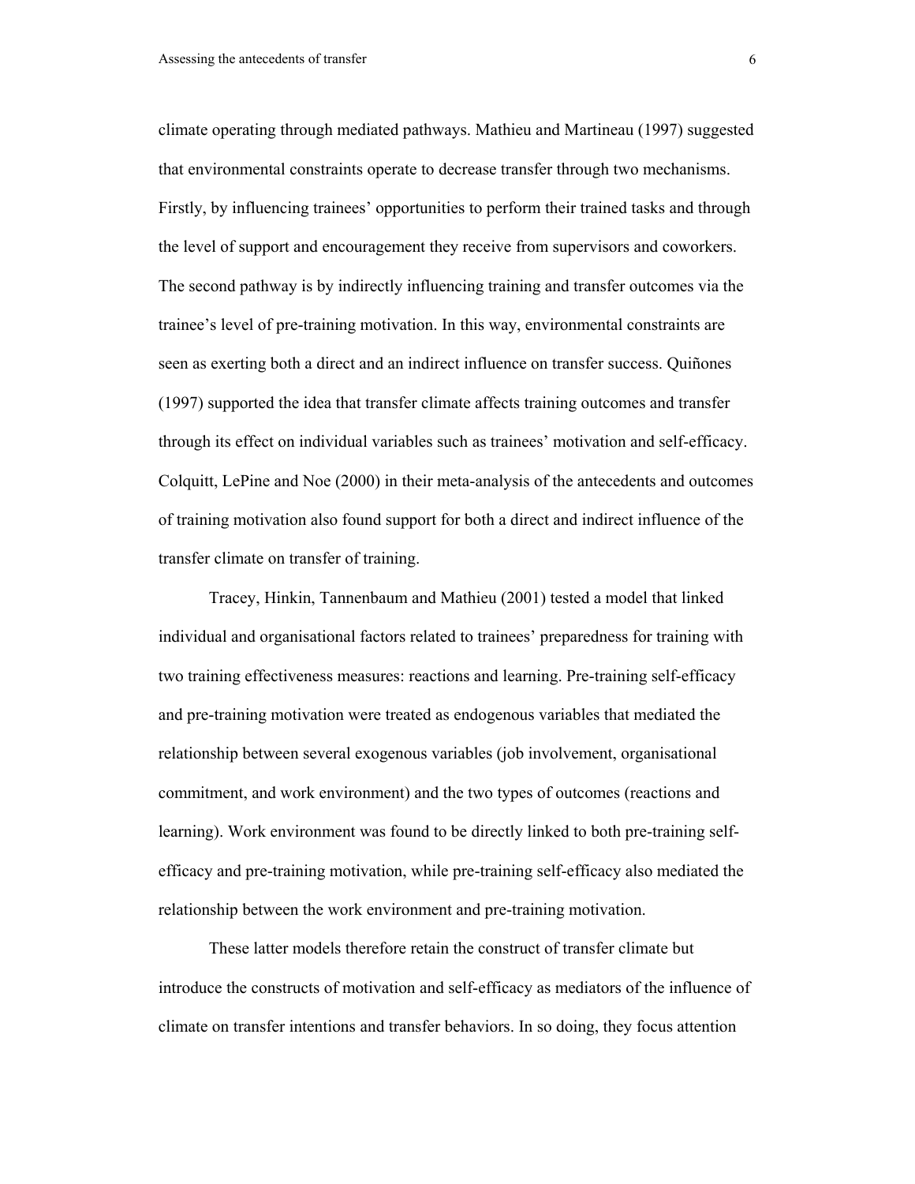climate operating through mediated pathways. Mathieu and Martineau (1997) suggested that environmental constraints operate to decrease transfer through two mechanisms. Firstly, by influencing trainees' opportunities to perform their trained tasks and through the level of support and encouragement they receive from supervisors and coworkers. The second pathway is by indirectly influencing training and transfer outcomes via the trainee's level of pre-training motivation. In this way, environmental constraints are seen as exerting both a direct and an indirect influence on transfer success. Quiñones (1997) supported the idea that transfer climate affects training outcomes and transfer through its effect on individual variables such as trainees' motivation and self-efficacy. Colquitt, LePine and Noe (2000) in their meta-analysis of the antecedents and outcomes of training motivation also found support for both a direct and indirect influence of the transfer climate on transfer of training.

Tracey, Hinkin, Tannenbaum and Mathieu (2001) tested a model that linked individual and organisational factors related to trainees' preparedness for training with two training effectiveness measures: reactions and learning. Pre-training self-efficacy and pre-training motivation were treated as endogenous variables that mediated the relationship between several exogenous variables (job involvement, organisational commitment, and work environment) and the two types of outcomes (reactions and learning). Work environment was found to be directly linked to both pre-training self-efficacy and pre-training motivation, while pre-training self-efficacy also mediated the relationship between the work environment and pre-training motivation.

These latter models therefore retain the construct of transfer climate but introduce the constructs of motivation and self-efficacy as mediators of the influence of climate on transfer intentions and transfer behaviors. In so doing, they focus attention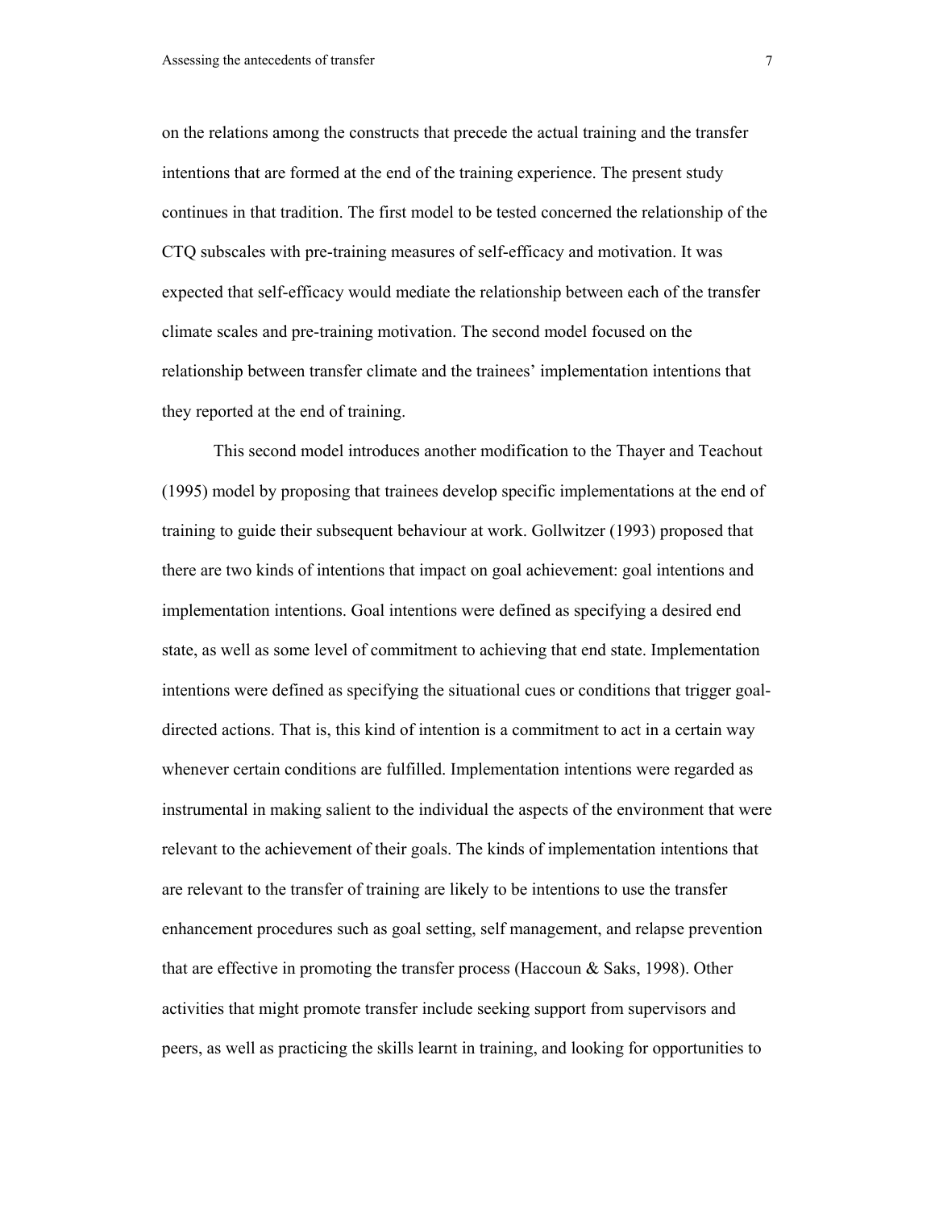on the relations among the constructs that precede the actual training and the transfer intentions that are formed at the end of the training experience. The present study continues in that tradition. The first model to be tested concerned the relationship of the CTQ subscales with pre-training measures of self-efficacy and motivation. It was expected that self-efficacy would mediate the relationship between each of the transfer climate scales and pre-training motivation. The second model focused on the relationship between transfer climate and the trainees' implementation intentions that they reported at the end of training.

This second model introduces another modification to the Thayer and Teachout (1995) model by proposing that trainees develop specific implementations at the end of training to guide their subsequent behaviour at work. Gollwitzer (1993) proposed that there are two kinds of intentions that impact on goal achievement: goal intentions and implementation intentions. Goal intentions were defined as specifying a desired end state, as well as some level of commitment to achieving that end state. Implementation intentions were defined as specifying the situational cues or conditions that trigger goal-directed actions. That is, this kind of intention is a commitment to act in a certain way whenever certain conditions are fulfilled. Implementation intentions were regarded as instrumental in making salient to the individual the aspects of the environment that were relevant to the achievement of their goals. The kinds of implementation intentions that are relevant to the transfer of training are likely to be intentions to use the transfer enhancement procedures such as goal setting, self management, and relapse prevention that are effective in promoting the transfer process (Haccoun & Saks, 1998). Other activities that might promote transfer include seeking support from supervisors and peers, as well as practicing the skills learnt in training, and looking for opportunities to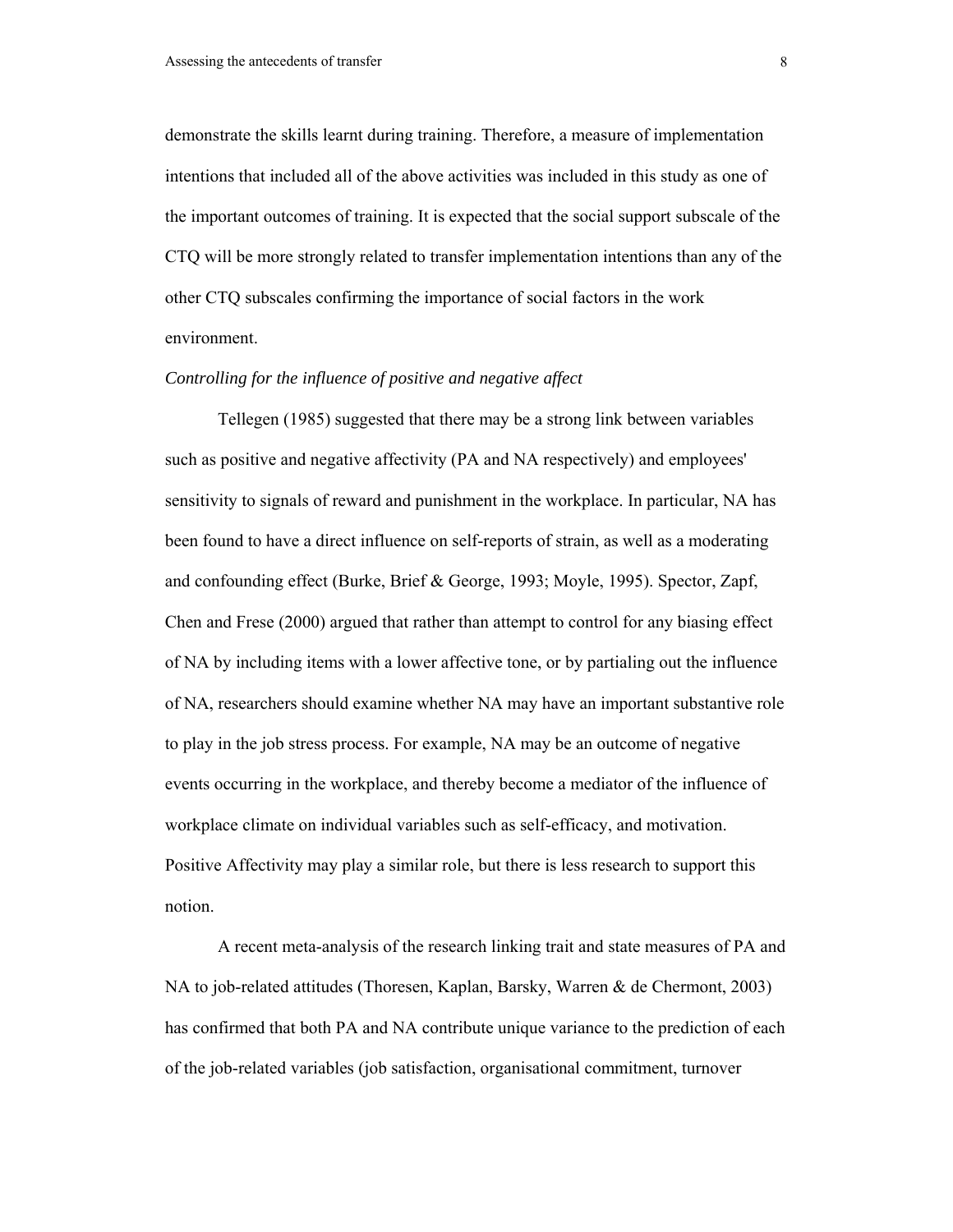demonstrate the skills learnt during training. Therefore, a measure of implementation intentions that included all of the above activities was included in this study as one of the important outcomes of training. It is expected that the social support subscale of the CTQ will be more strongly related to transfer implementation intentions than any of the other CTQ subscales confirming the importance of social factors in the work environment.

*Controlling for the influence of positive and negative affect*

Tellegen (1985) suggested that there may be a strong link between variables such as positive and negative affectivity (PA and NA respectively) and employees' sensitivity to signals of reward and punishment in the workplace. In particular, NA has been found to have a direct influence on self-reports of strain, as well as a moderating and confounding effect (Burke, Brief & George, 1993; Moyle, 1995). Spector, Zapf, Chen and Frese (2000) argued that rather than attempt to control for any biasing effect of NA by including items with a lower affective tone, or by partialing out the influence of NA, researchers should examine whether NA may have an important substantive role to play in the job stress process. For example, NA may be an outcome of negative events occurring in the workplace, and thereby become a mediator of the influence of workplace climate on individual variables such as self-efficacy, and motivation. Positive Affectivity may play a similar role, but there is less research to support this notion.

A recent meta-analysis of the research linking trait and state measures of PA and NA to job-related attitudes (Thoresen, Kaplan, Barsky, Warren & de Chermont, 2003) has confirmed that both PA and NA contribute unique variance to the prediction of each of the job-related variables (job satisfaction, organisational commitment, turnover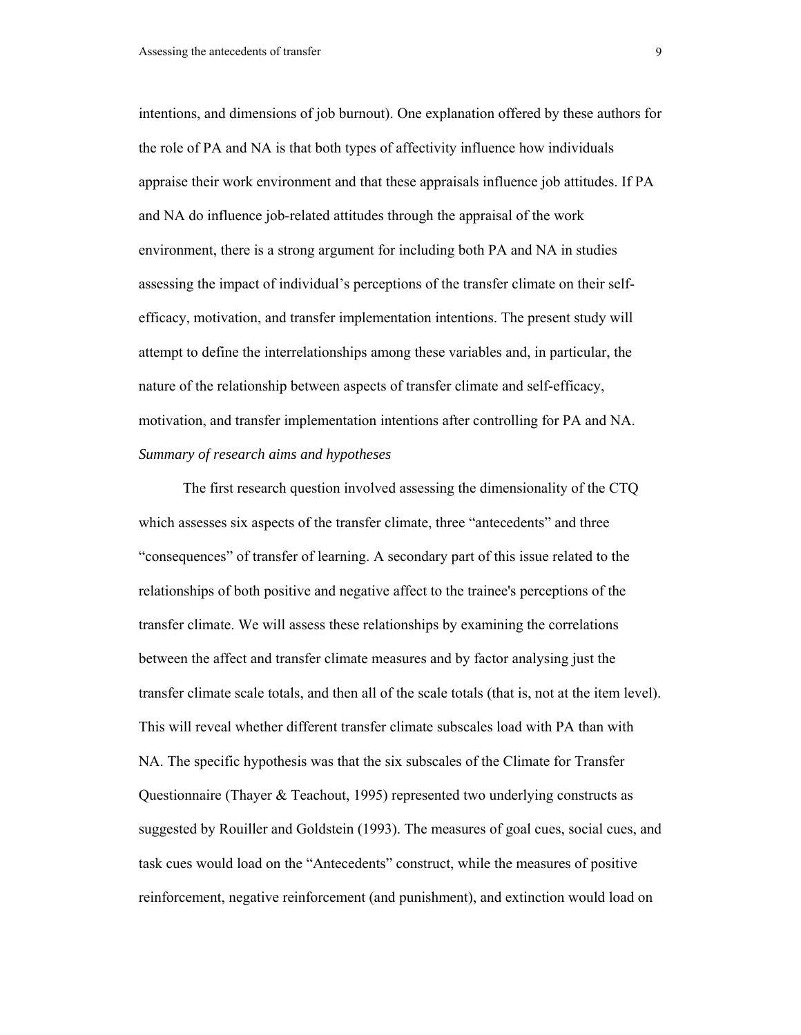intentions, and dimensions of job burnout). One explanation offered by these authors for the role of PA and NA is that both types of affectivity influence how individuals appraise their work environment and that these appraisals influence job attitudes. If PA and NA do influence job-related attitudes through the appraisal of the work environment, there is a strong argument for including both PA and NA in studies assessing the impact of individual's perceptions of the transfer climate on their self-efficacy, motivation, and transfer implementation intentions. The present study will attempt to define the interrelationships among these variables and, in particular, the nature of the relationship between aspects of transfer climate and self-efficacy, motivation, and transfer implementation intentions after controlling for PA and NA.

*Summary of research aims and hypotheses*

The first research question involved assessing the dimensionality of the CTQ which assesses six aspects of the transfer climate, three "antecedents" and three "consequences" of transfer of learning. A secondary part of this issue related to the relationships of both positive and negative affect to the trainee's perceptions of the transfer climate. We will assess these relationships by examining the correlations between the affect and transfer climate measures and by factor analysing just the transfer climate scale totals, and then all of the scale totals (that is, not at the item level). This will reveal whether different transfer climate subscales load with PA than with NA. The specific hypothesis was that the six subscales of the Climate for Transfer Questionnaire (Thayer & Teachout, 1995) represented two underlying constructs as suggested by Rouiller and Goldstein (1993). The measures of goal cues, social cues, and task cues would load on the "Antecedents" construct, while the measures of positive reinforcement, negative reinforcement (and punishment), and extinction would load on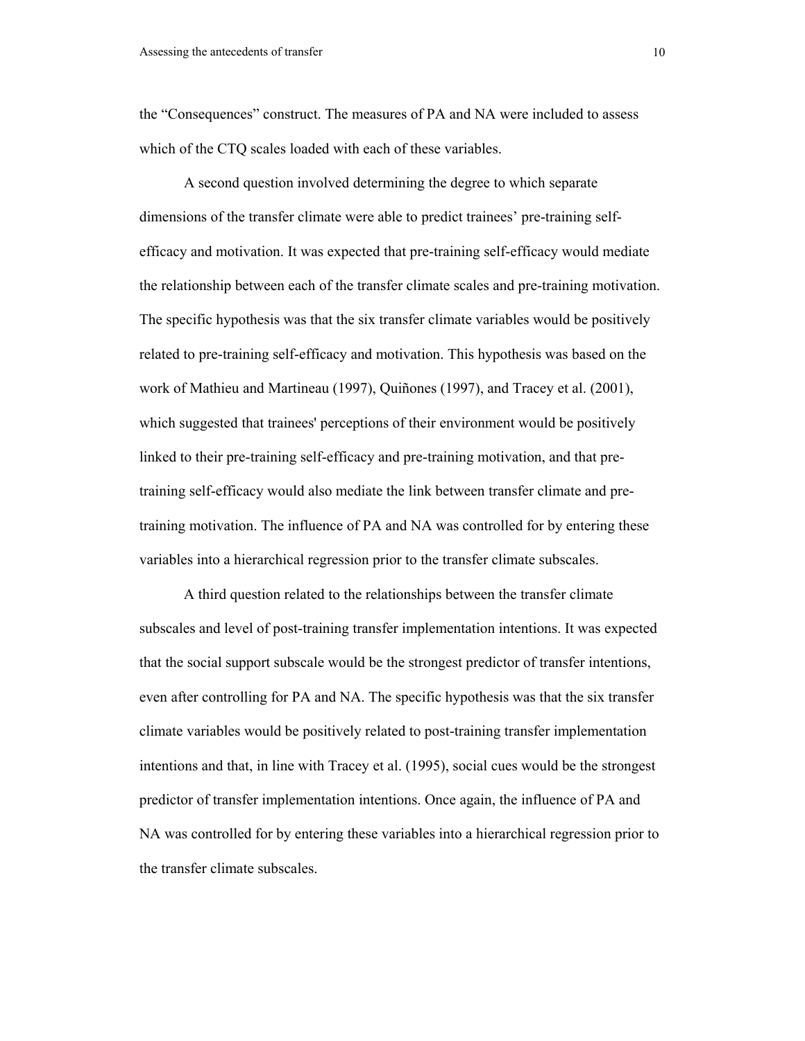the "Consequences" construct. The measures of PA and NA were included to assess which of the CTQ scales loaded with each of these variables.

A second question involved determining the degree to which separate dimensions of the transfer climate were able to predict trainees' pre-training self-efficacy and motivation. It was expected that pre-training self-efficacy would mediate the relationship between each of the transfer climate scales and pre-training motivation. The specific hypothesis was that the six transfer climate variables would be positively related to pre-training self-efficacy and motivation. This hypothesis was based on the work of Mathieu and Martineau (1997), Quiñones (1997), and Tracey et al. (2001), which suggested that trainees' perceptions of their environment would be positively linked to their pre-training self-efficacy and pre-training motivation, and that pre-training self-efficacy would also mediate the link between transfer climate and pre-training motivation. The influence of PA and NA was controlled for by entering these variables into a hierarchical regression prior to the transfer climate subscales.

A third question related to the relationships between the transfer climate subscales and level of post-training transfer implementation intentions. It was expected that the social support subscale would be the strongest predictor of transfer intentions, even after controlling for PA and NA. The specific hypothesis was that the six transfer climate variables would be positively related to post-training transfer implementation intentions and that, in line with Tracey et al. (1995), social cues would be the strongest predictor of transfer implementation intentions. Once again, the influence of PA and NA was controlled for by entering these variables into a hierarchical regression prior to the transfer climate subscales.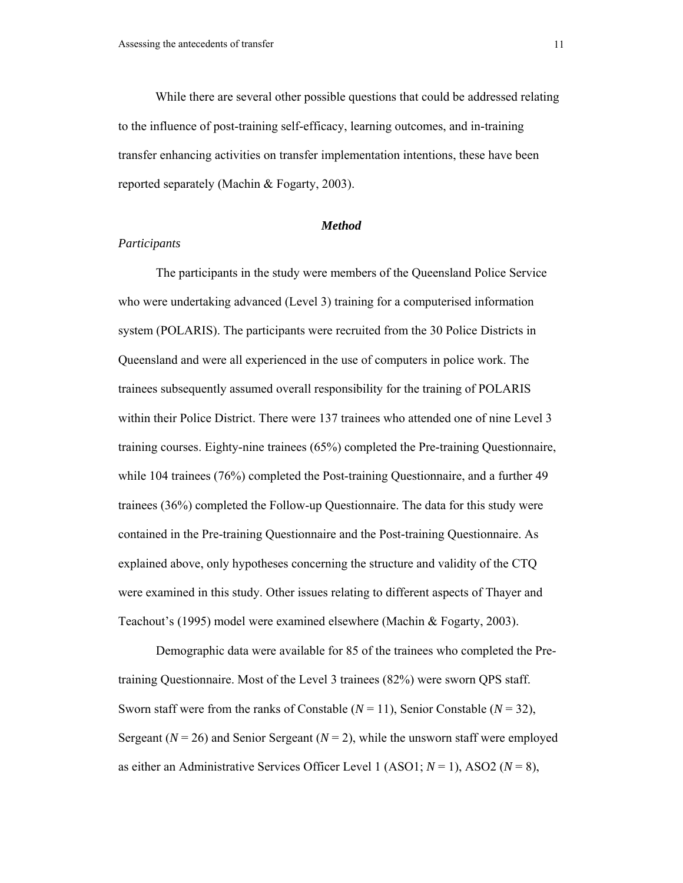While there are several other possible questions that could be addressed relating to the influence of post-training self-efficacy, learning outcomes, and in-training transfer enhancing activities on transfer implementation intentions, these have been reported separately (Machin & Fogarty, 2003).

## ***Method***

### *Participants*

The participants in the study were members of the Queensland Police Service who were undertaking advanced (Level 3) training for a computerised information system (POLARIS). The participants were recruited from the 30 Police Districts in Queensland and were all experienced in the use of computers in police work. The trainees subsequently assumed overall responsibility for the training of POLARIS within their Police District. There were 137 trainees who attended one of nine Level 3 training courses. Eighty-nine trainees (65%) completed the Pre-training Questionnaire, while 104 trainees (76%) completed the Post-training Questionnaire, and a further 49 trainees (36%) completed the Follow-up Questionnaire. The data for this study were contained in the Pre-training Questionnaire and the Post-training Questionnaire. As explained above, only hypotheses concerning the structure and validity of the CTQ were examined in this study. Other issues relating to different aspects of Thayer and Teachout's (1995) model were examined elsewhere (Machin & Fogarty, 2003).

Demographic data were available for 85 of the trainees who completed the Pre-training Questionnaire. Most of the Level 3 trainees (82%) were sworn QPS staff. Sworn staff were from the ranks of Constable ($N$ = 11), Senior Constable ($N$ = 32), Sergeant ($N$ = 26) and Senior Sergeant ($N$ = 2), while the unsworn staff were employed as either an Administrative Services Officer Level 1 (ASO1; $N$ = 1), ASO2 ($N$ = 8),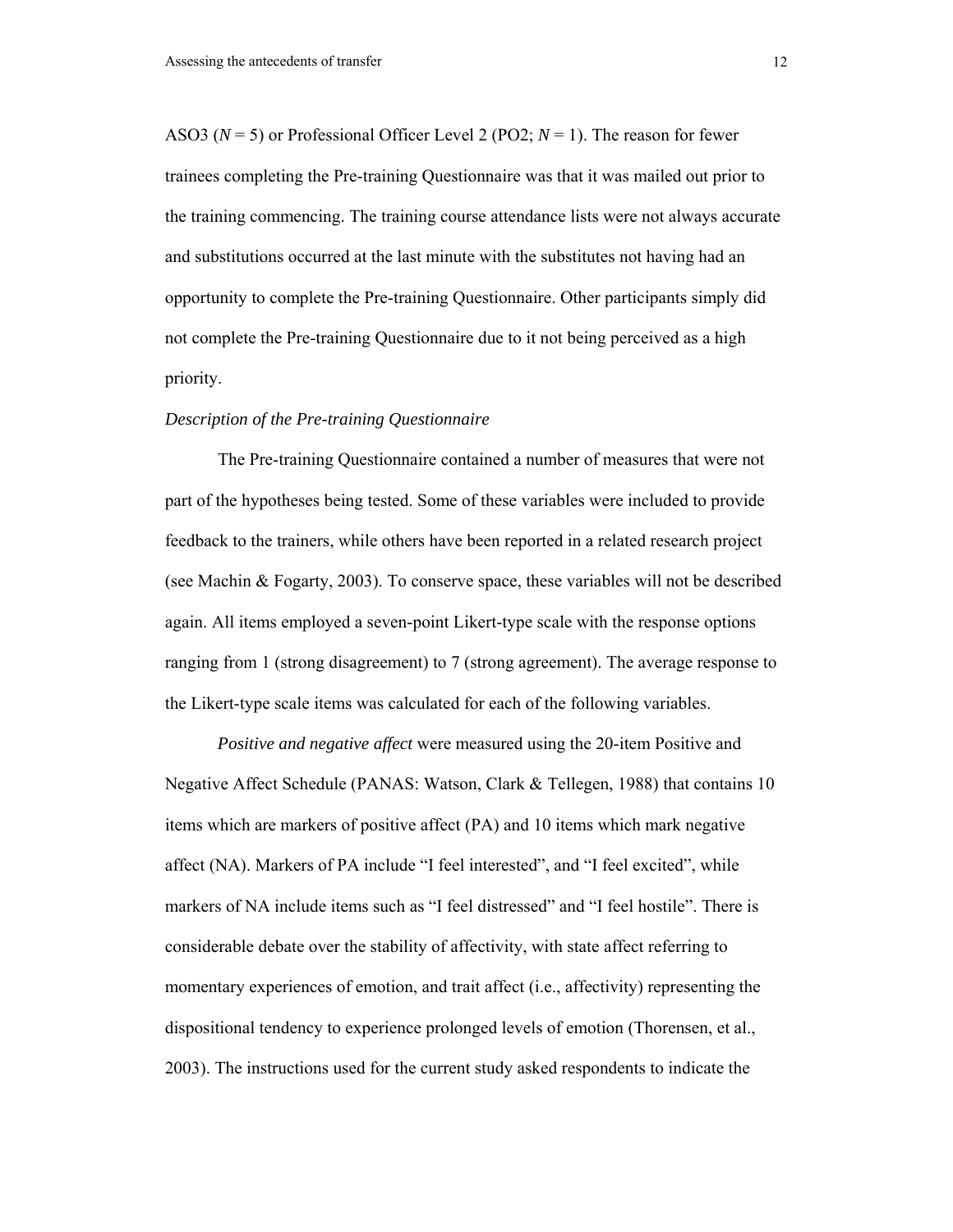ASO3 ($N$ = 5) or Professional Officer Level 2 (PO2; $N$ = 1). The reason for fewer trainees completing the Pre-training Questionnaire was that it was mailed out prior to the training commencing. The training course attendance lists were not always accurate and substitutions occurred at the last minute with the substitutes not having had an opportunity to complete the Pre-training Questionnaire. Other participants simply did not complete the Pre-training Questionnaire due to it not being perceived as a high priority.

*Description of the Pre-training Questionnaire*

The Pre-training Questionnaire contained a number of measures that were not part of the hypotheses being tested. Some of these variables were included to provide feedback to the trainers, while others have been reported in a related research project (see Machin & Fogarty, 2003). To conserve space, these variables will not be described again. All items employed a seven-point Likert-type scale with the response options ranging from 1 (strong disagreement) to 7 (strong agreement). The average response to the Likert-type scale items was calculated for each of the following variables.

*Positive and negative affect* were measured using the 20-item Positive and Negative Affect Schedule (PANAS: Watson, Clark & Tellegen, 1988) that contains 10 items which are markers of positive affect (PA) and 10 items which mark negative affect (NA). Markers of PA include "I feel interested", and "I feel excited", while markers of NA include items such as "I feel distressed" and "I feel hostile". There is considerable debate over the stability of affectivity, with state affect referring to momentary experiences of emotion, and trait affect (i.e., affectivity) representing the dispositional tendency to experience prolonged levels of emotion (Thorensen, et al., 2003). The instructions used for the current study asked respondents to indicate the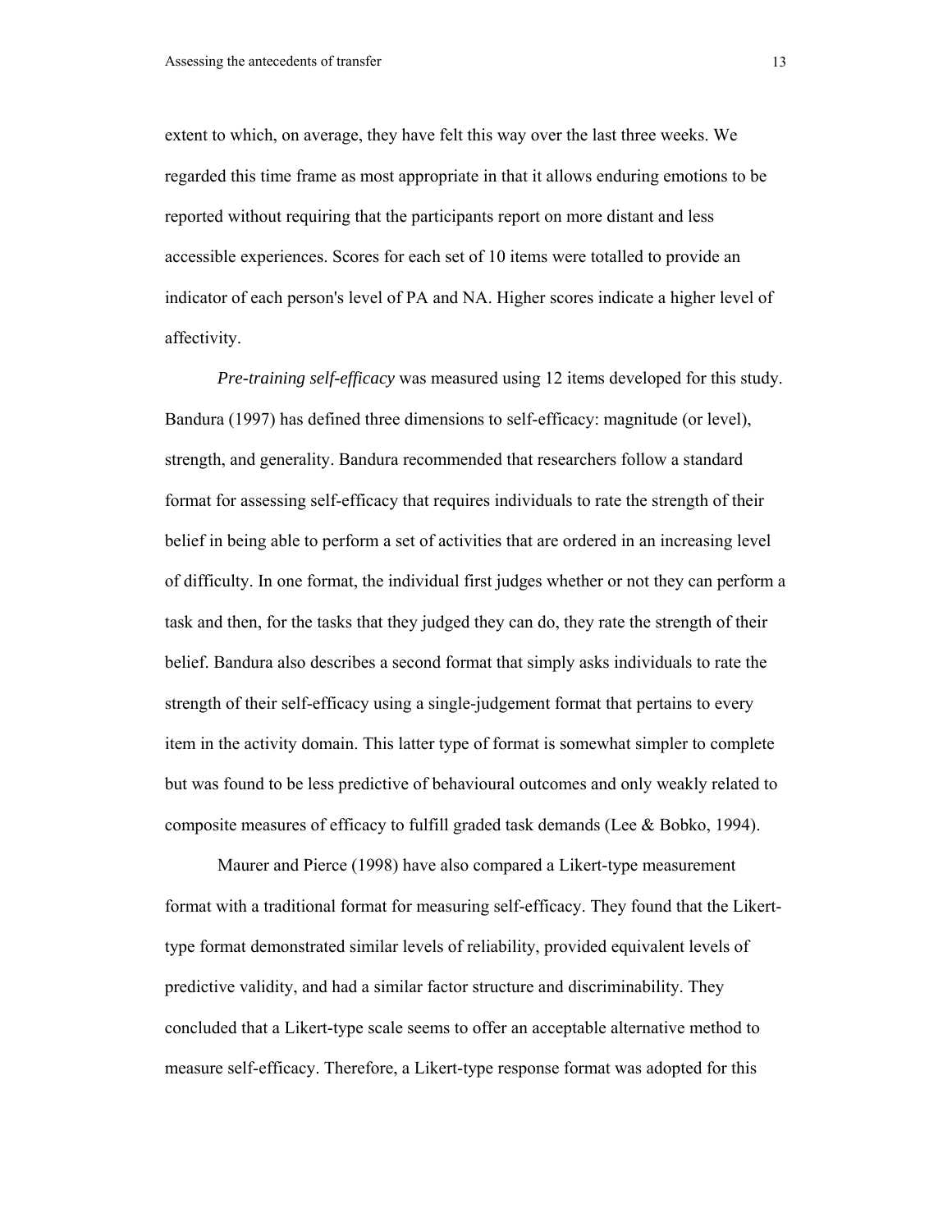extent to which, on average, they have felt this way over the last three weeks. We regarded this time frame as most appropriate in that it allows enduring emotions to be reported without requiring that the participants report on more distant and less accessible experiences. Scores for each set of 10 items were totalled to provide an indicator of each person's level of PA and NA. Higher scores indicate a higher level of affectivity.

*Pre-training self-efficacy* was measured using 12 items developed for this study. Bandura (1997) has defined three dimensions to self-efficacy: magnitude (or level), strength, and generality. Bandura recommended that researchers follow a standard format for assessing self-efficacy that requires individuals to rate the strength of their belief in being able to perform a set of activities that are ordered in an increasing level of difficulty. In one format, the individual first judges whether or not they can perform a task and then, for the tasks that they judged they can do, they rate the strength of their belief. Bandura also describes a second format that simply asks individuals to rate the strength of their self-efficacy using a single-judgement format that pertains to every item in the activity domain. This latter type of format is somewhat simpler to complete but was found to be less predictive of behavioural outcomes and only weakly related to composite measures of efficacy to fulfill graded task demands (Lee & Bobko, 1994).

Maurer and Pierce (1998) have also compared a Likert-type measurement format with a traditional format for measuring self-efficacy. They found that the Likert-type format demonstrated similar levels of reliability, provided equivalent levels of predictive validity, and had a similar factor structure and discriminability. They concluded that a Likert-type scale seems to offer an acceptable alternative method to measure self-efficacy. Therefore, a Likert-type response format was adopted for this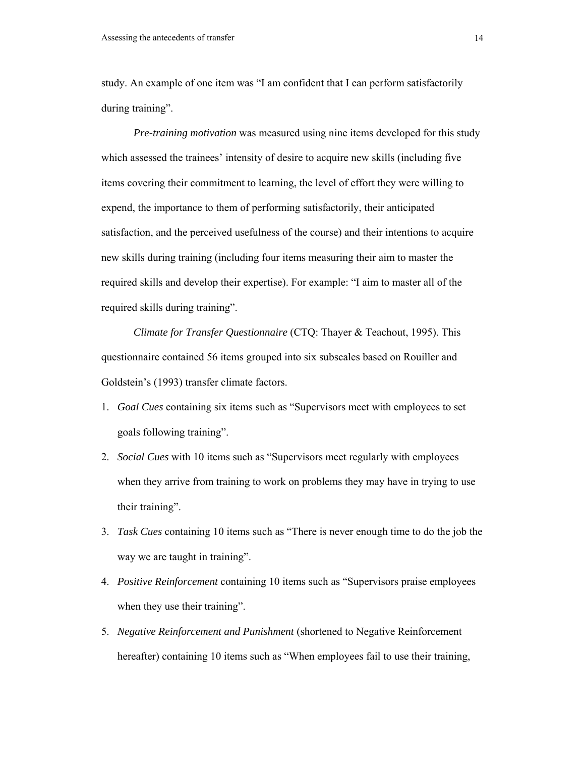study. An example of one item was “I am confident that I can perform satisfactorily during training”.

*Pre-training motivation* was measured using nine items developed for this study which assessed the trainees’ intensity of desire to acquire new skills (including five items covering their commitment to learning, the level of effort they were willing to expend, the importance to them of performing satisfactorily, their anticipated satisfaction, and the perceived usefulness of the course) and their intentions to acquire new skills during training (including four items measuring their aim to master the required skills and develop their expertise). For example: “I aim to master all of the required skills during training”.

*Climate for Transfer Questionnaire* (CTQ: Thayer & Teachout, 1995). This questionnaire contained 56 items grouped into six subscales based on Rouiller and Goldstein’s (1993) transfer climate factors.

1. *Goal Cues* containing six items such as “Supervisors meet with employees to set goals following training”.
2. *Social Cues* with 10 items such as “Supervisors meet regularly with employees when they arrive from training to work on problems they may have in trying to use their training”.
3. *Task Cues* containing 10 items such as “There is never enough time to do the job the way we are taught in training”.
4. *Positive Reinforcement* containing 10 items such as “Supervisors praise employees when they use their training”.
5. *Negative Reinforcement and Punishment* (shortened to Negative Reinforcement hereafter) containing 10 items such as “When employees fail to use their training,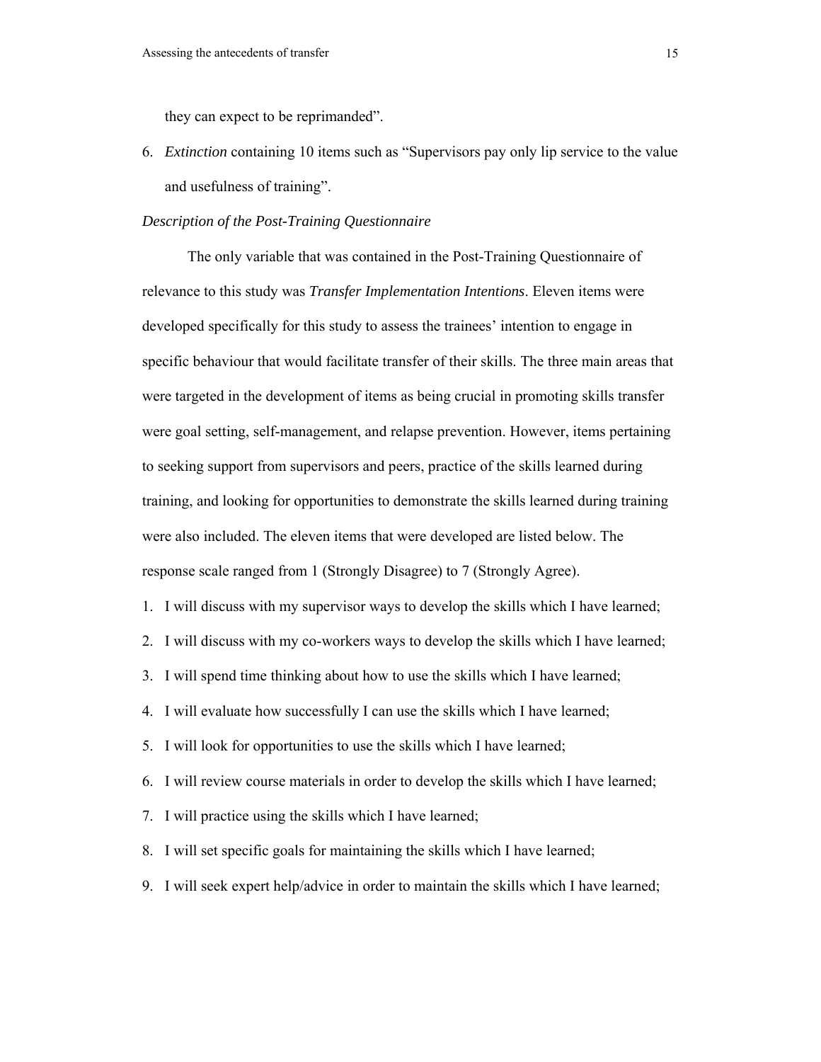they can expect to be reprimanded".

6. *Extinction* containing 10 items such as "Supervisors pay only lip service to the value and usefulness of training".

*Description of the Post-Training Questionnaire*

The only variable that was contained in the Post-Training Questionnaire of relevance to this study was *Transfer Implementation Intentions*. Eleven items were developed specifically for this study to assess the trainees' intention to engage in specific behaviour that would facilitate transfer of their skills. The three main areas that were targeted in the development of items as being crucial in promoting skills transfer were goal setting, self-management, and relapse prevention. However, items pertaining to seeking support from supervisors and peers, practice of the skills learned during training, and looking for opportunities to demonstrate the skills learned during training were also included. The eleven items that were developed are listed below. The response scale ranged from 1 (Strongly Disagree) to 7 (Strongly Agree).

1. I will discuss with my supervisor ways to develop the skills which I have learned;
2. I will discuss with my co-workers ways to develop the skills which I have learned;
3. I will spend time thinking about how to use the skills which I have learned;
4. I will evaluate how successfully I can use the skills which I have learned;
5. I will look for opportunities to use the skills which I have learned;
6. I will review course materials in order to develop the skills which I have learned;
7. I will practice using the skills which I have learned;
8. I will set specific goals for maintaining the skills which I have learned;
9. I will seek expert help/advice in order to maintain the skills which I have learned;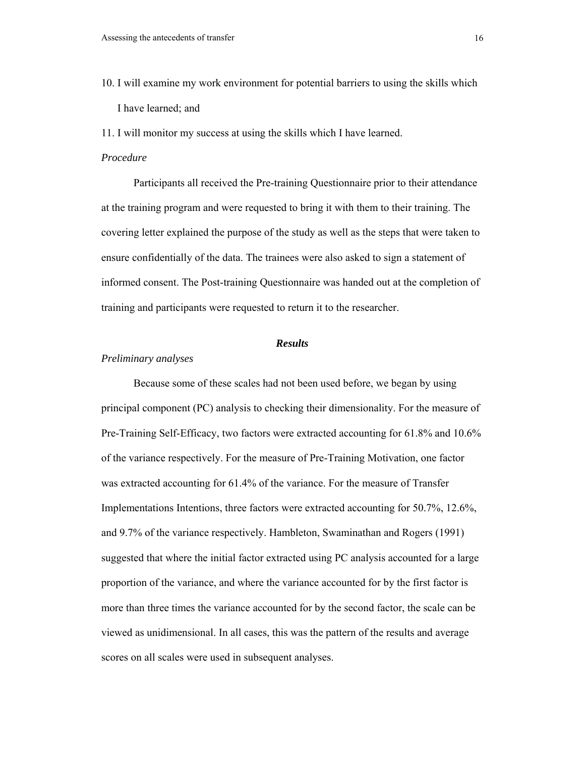10. I will examine my work environment for potential barriers to using the skills which I have learned; and

11. I will monitor my success at using the skills which I have learned.

*Procedure*

Participants all received the Pre-training Questionnaire prior to their attendance at the training program and were requested to bring it with them to their training. The covering letter explained the purpose of the study as well as the steps that were taken to ensure confidentially of the data. The trainees were also asked to sign a statement of informed consent. The Post-training Questionnaire was handed out at the completion of training and participants were requested to return it to the researcher.

## ***Results***

*Preliminary analyses*

Because some of these scales had not been used before, we began by using principal component (PC) analysis to checking their dimensionality. For the measure of Pre-Training Self-Efficacy, two factors were extracted accounting for 61.8% and 10.6% of the variance respectively. For the measure of Pre-Training Motivation, one factor was extracted accounting for 61.4% of the variance. For the measure of Transfer Implementations Intentions, three factors were extracted accounting for 50.7%, 12.6%, and 9.7% of the variance respectively. Hambleton, Swaminathan and Rogers (1991) suggested that where the initial factor extracted using PC analysis accounted for a large proportion of the variance, and where the variance accounted for by the first factor is more than three times the variance accounted for by the second factor, the scale can be viewed as unidimensional. In all cases, this was the pattern of the results and average scores on all scales were used in subsequent analyses.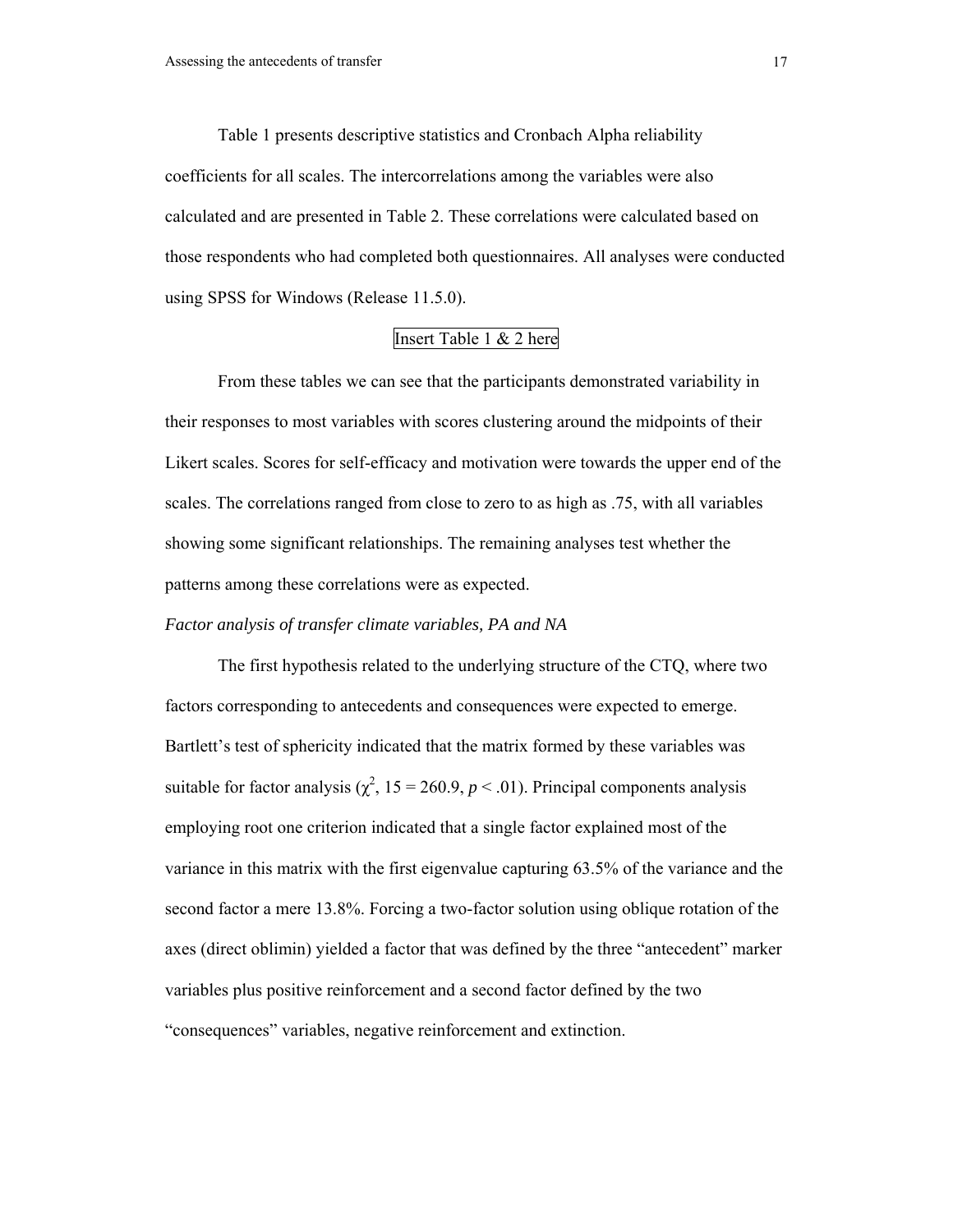Table 1 presents descriptive statistics and Cronbach Alpha reliability coefficients for all scales. The intercorrelations among the variables were also calculated and are presented in Table 2. These correlations were calculated based on those respondents who had completed both questionnaires. All analyses were conducted using SPSS for Windows (Release 11.5.0).

Insert Table 1 & 2 here

From these tables we can see that the participants demonstrated variability in their responses to most variables with scores clustering around the midpoints of their Likert scales. Scores for self-efficacy and motivation were towards the upper end of the scales. The correlations ranged from close to zero to as high as .75, with all variables showing some significant relationships. The remaining analyses test whether the patterns among these correlations were as expected.

*Factor analysis of transfer climate variables, PA and NA*

The first hypothesis related to the underlying structure of the CTQ, where two factors corresponding to antecedents and consequences were expected to emerge. Bartlett's test of sphericity indicated that the matrix formed by these variables was suitable for factor analysis ($\chi^2$, 15 = 260.9, $p < .01$). Principal components analysis employing root one criterion indicated that a single factor explained most of the variance in this matrix with the first eigenvalue capturing 63.5% of the variance and the second factor a mere 13.8%. Forcing a two-factor solution using oblique rotation of the axes (direct oblimin) yielded a factor that was defined by the three "antecedent" marker variables plus positive reinforcement and a second factor defined by the two "consequences" variables, negative reinforcement and extinction.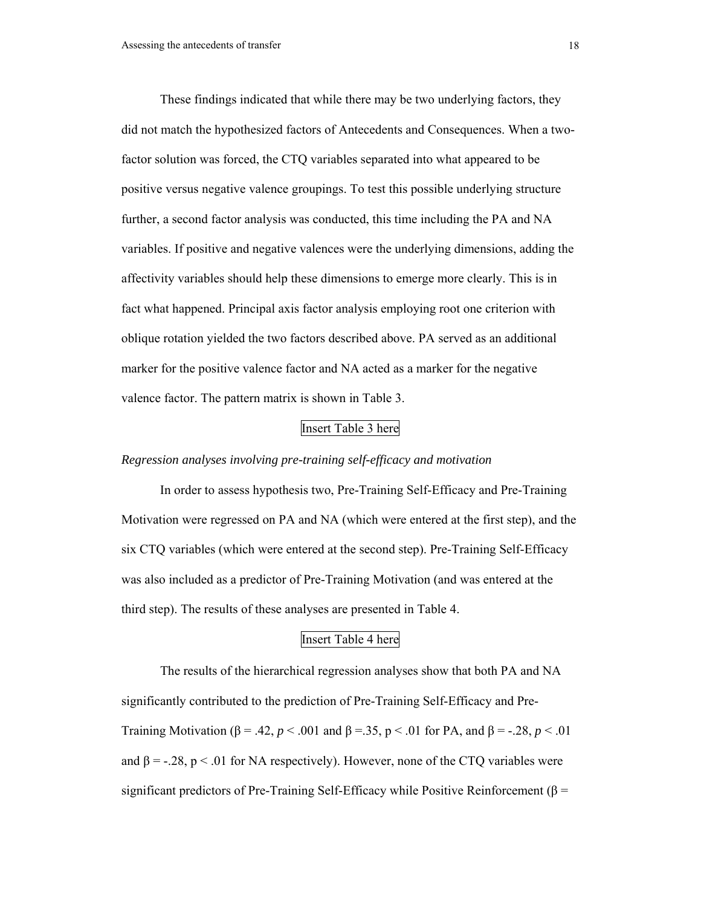These findings indicated that while there may be two underlying factors, they did not match the hypothesized factors of Antecedents and Consequences. When a two-factor solution was forced, the CTQ variables separated into what appeared to be positive versus negative valence groupings. To test this possible underlying structure further, a second factor analysis was conducted, this time including the PA and NA variables. If positive and negative valences were the underlying dimensions, adding the affectivity variables should help these dimensions to emerge more clearly. This is in fact what happened. Principal axis factor analysis employing root one criterion with oblique rotation yielded the two factors described above. PA served as an additional marker for the positive valence factor and NA acted as a marker for the negative valence factor. The pattern matrix is shown in Table 3.

Insert Table 3 here

*Regression analyses involving pre-training self-efficacy and motivation*

In order to assess hypothesis two, Pre-Training Self-Efficacy and Pre-Training Motivation were regressed on PA and NA (which were entered at the first step), and the six CTQ variables (which were entered at the second step). Pre-Training Self-Efficacy was also included as a predictor of Pre-Training Motivation (and was entered at the third step). The results of these analyses are presented in Table 4.

Insert Table 4 here

The results of the hierarchical regression analyses show that both PA and NA significantly contributed to the prediction of Pre-Training Self-Efficacy and Pre-Training Motivation ($\beta = .42$, $p < .001$ and $\beta = .35$, $p < .01$ for PA, and $\beta = -.28$, $p < .01$ and $\beta = -.28$, $p < .01$ for NA respectively). However, none of the CTQ variables were significant predictors of Pre-Training Self-Efficacy while Positive Reinforcement ($\beta =$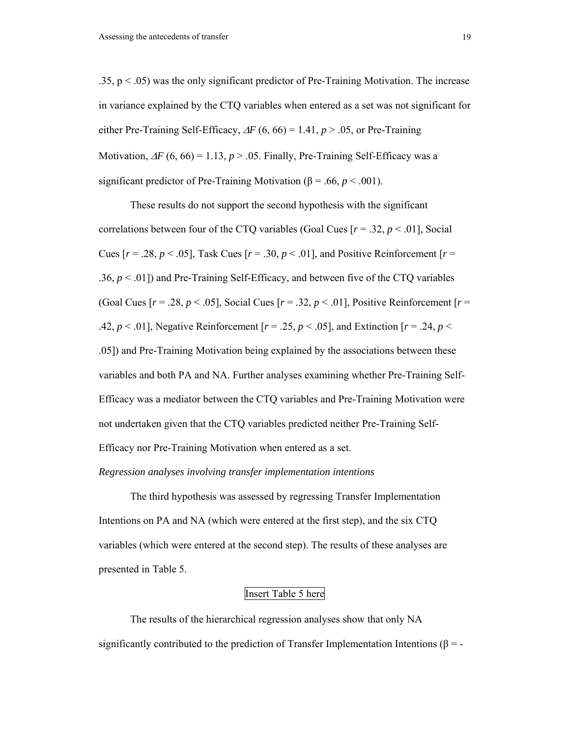.35, $p < .05$) was the only significant predictor of Pre-Training Motivation. The increase in variance explained by the CTQ variables when entered as a set was not significant for either Pre-Training Self-Efficacy, $\Delta F$ (6, 66) = 1.41, $p > .05$, or Pre-Training Motivation, $\Delta F$ (6, 66) = 1.13, $p > .05$. Finally, Pre-Training Self-Efficacy was a significant predictor of Pre-Training Motivation ($\beta = .66$, $p < .001$).

These results do not support the second hypothesis with the significant correlations between four of the CTQ variables (Goal Cues [$r = .32$, $p < .01$], Social Cues [$r = .28$, $p < .05$], Task Cues [$r = .30$, $p < .01$], and Positive Reinforcement [$r = .36$, $p < .01$]) and Pre-Training Self-Efficacy, and between five of the CTQ variables (Goal Cues [$r = .28$, $p < .05$], Social Cues [$r = .32$, $p < .01$], Positive Reinforcement [$r = .42$, $p < .01$], Negative Reinforcement [$r = .25$, $p < .05$], and Extinction [$r = .24$, $p < .05$]) and Pre-Training Motivation being explained by the associations between these variables and both PA and NA. Further analyses examining whether Pre-Training Self-Efficacy was a mediator between the CTQ variables and Pre-Training Motivation were not undertaken given that the CTQ variables predicted neither Pre-Training Self-Efficacy nor Pre-Training Motivation when entered as a set.

*Regression analyses involving transfer implementation intentions*

The third hypothesis was assessed by regressing Transfer Implementation Intentions on PA and NA (which were entered at the first step), and the six CTQ variables (which were entered at the second step). The results of these analyses are presented in Table 5.

Insert Table 5 here

The results of the hierarchical regression analyses show that only NA significantly contributed to the prediction of Transfer Implementation Intentions ($\beta$ = -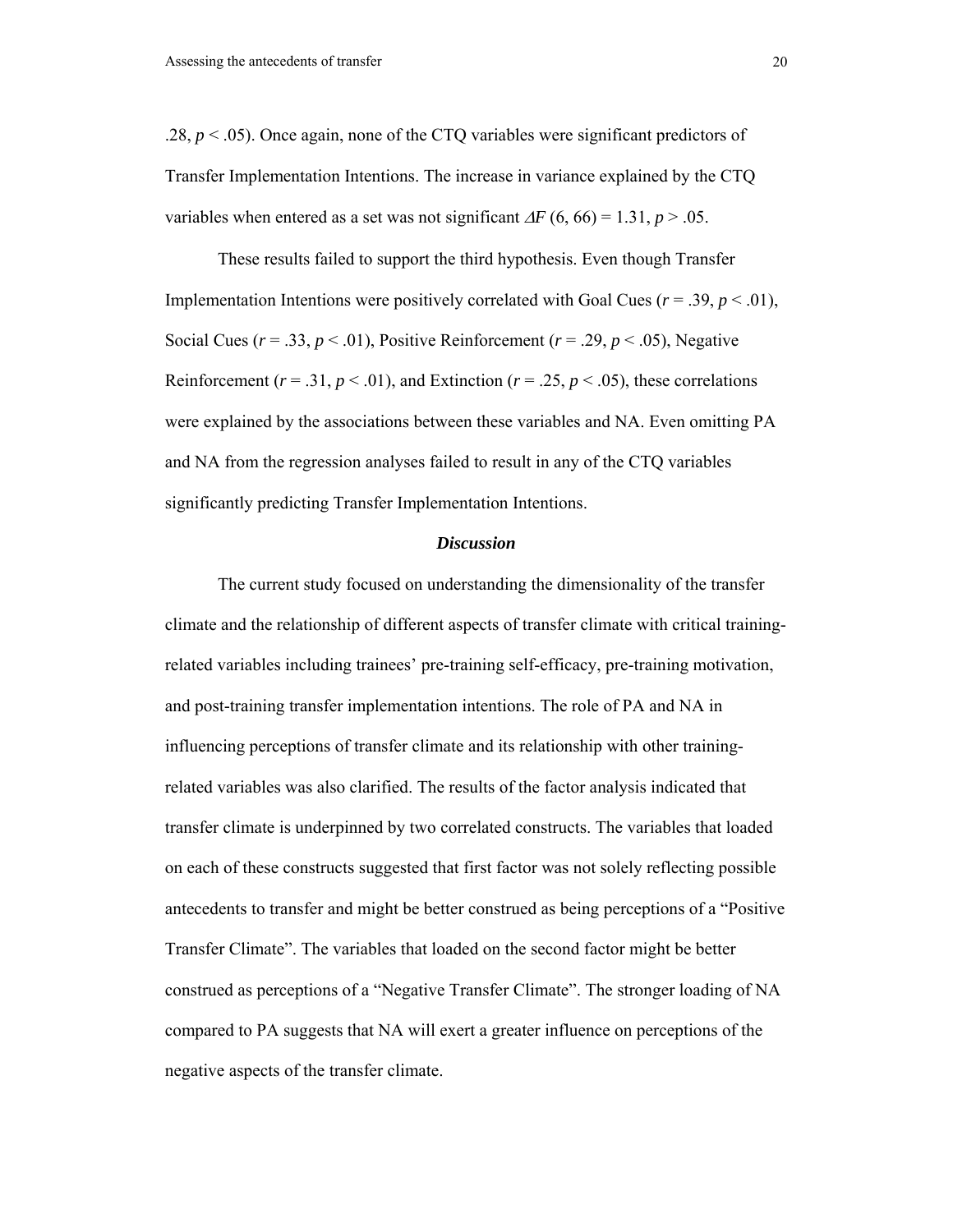.28, $p < .05$). Once again, none of the CTQ variables were significant predictors of Transfer Implementation Intentions. The increase in variance explained by the CTQ variables when entered as a set was not significant $\Delta F$ (6, 66) = 1.31, $p > .05$.

These results failed to support the third hypothesis. Even though Transfer Implementation Intentions were positively correlated with Goal Cues ($r = .39$, $p < .01$), Social Cues ($r = .33$, $p < .01$), Positive Reinforcement ($r = .29$, $p < .05$), Negative Reinforcement ($r = .31$, $p < .01$), and Extinction ($r = .25$, $p < .05$), these correlations were explained by the associations between these variables and NA. Even omitting PA and NA from the regression analyses failed to result in any of the CTQ variables significantly predicting Transfer Implementation Intentions.

## *Discussion*

The current study focused on understanding the dimensionality of the transfer climate and the relationship of different aspects of transfer climate with critical training-related variables including trainees' pre-training self-efficacy, pre-training motivation, and post-training transfer implementation intentions. The role of PA and NA in influencing perceptions of transfer climate and its relationship with other training-related variables was also clarified. The results of the factor analysis indicated that transfer climate is underpinned by two correlated constructs. The variables that loaded on each of these constructs suggested that first factor was not solely reflecting possible antecedents to transfer and might be better construed as being perceptions of a "Positive Transfer Climate". The variables that loaded on the second factor might be better construed as perceptions of a "Negative Transfer Climate". The stronger loading of NA compared to PA suggests that NA will exert a greater influence on perceptions of the negative aspects of the transfer climate.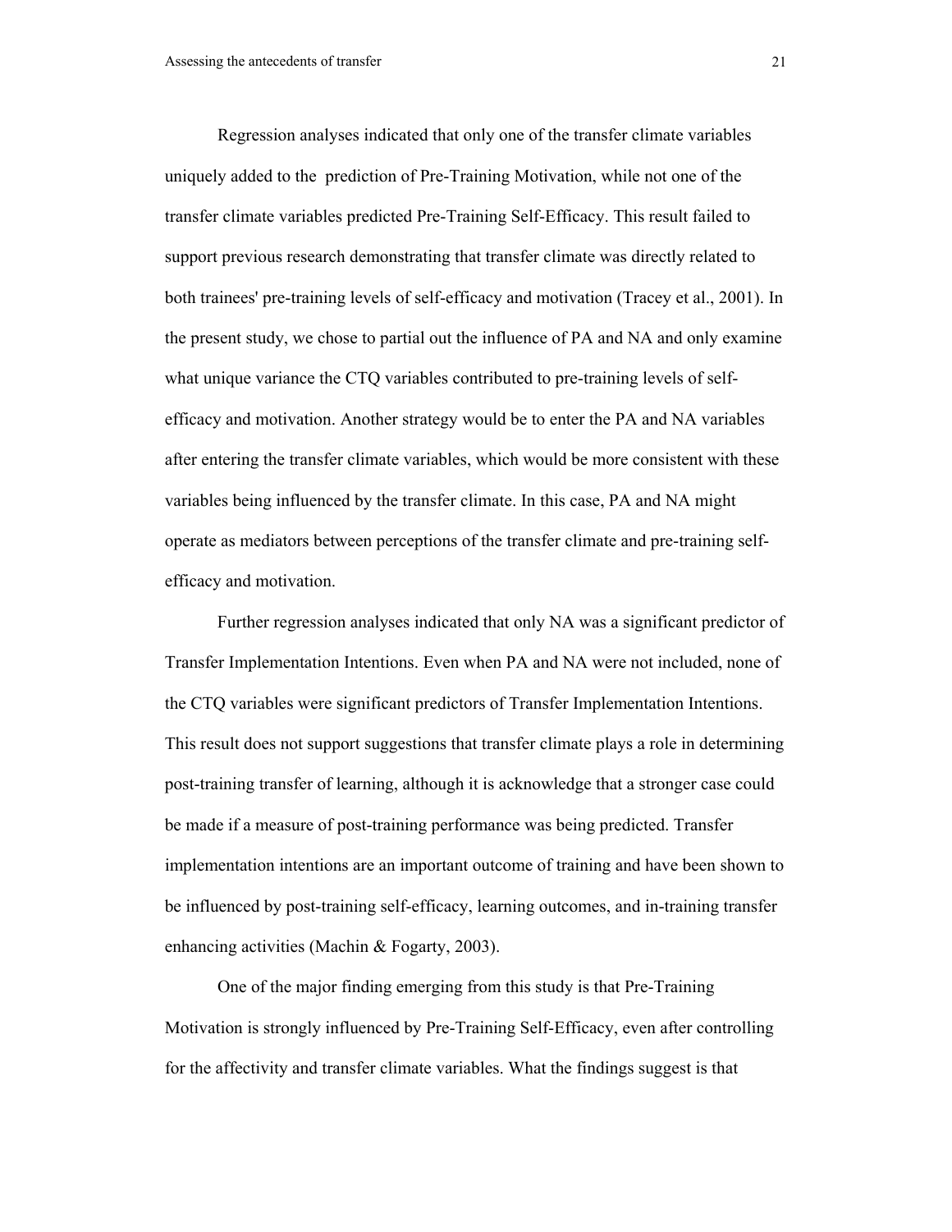Regression analyses indicated that only one of the transfer climate variables uniquely added to the  prediction of Pre-Training Motivation, while not one of the transfer climate variables predicted Pre-Training Self-Efficacy. This result failed to support previous research demonstrating that transfer climate was directly related to both trainees' pre-training levels of self-efficacy and motivation (Tracey et al., 2001). In the present study, we chose to partial out the influence of PA and NA and only examine what unique variance the CTQ variables contributed to pre-training levels of self-efficacy and motivation. Another strategy would be to enter the PA and NA variables after entering the transfer climate variables, which would be more consistent with these variables being influenced by the transfer climate. In this case, PA and NA might operate as mediators between perceptions of the transfer climate and pre-training self-efficacy and motivation.

Further regression analyses indicated that only NA was a significant predictor of Transfer Implementation Intentions. Even when PA and NA were not included, none of the CTQ variables were significant predictors of Transfer Implementation Intentions. This result does not support suggestions that transfer climate plays a role in determining post-training transfer of learning, although it is acknowledge that a stronger case could be made if a measure of post-training performance was being predicted. Transfer implementation intentions are an important outcome of training and have been shown to be influenced by post-training self-efficacy, learning outcomes, and in-training transfer enhancing activities (Machin & Fogarty, 2003).

One of the major finding emerging from this study is that Pre-Training Motivation is strongly influenced by Pre-Training Self-Efficacy, even after controlling for the affectivity and transfer climate variables. What the findings suggest is that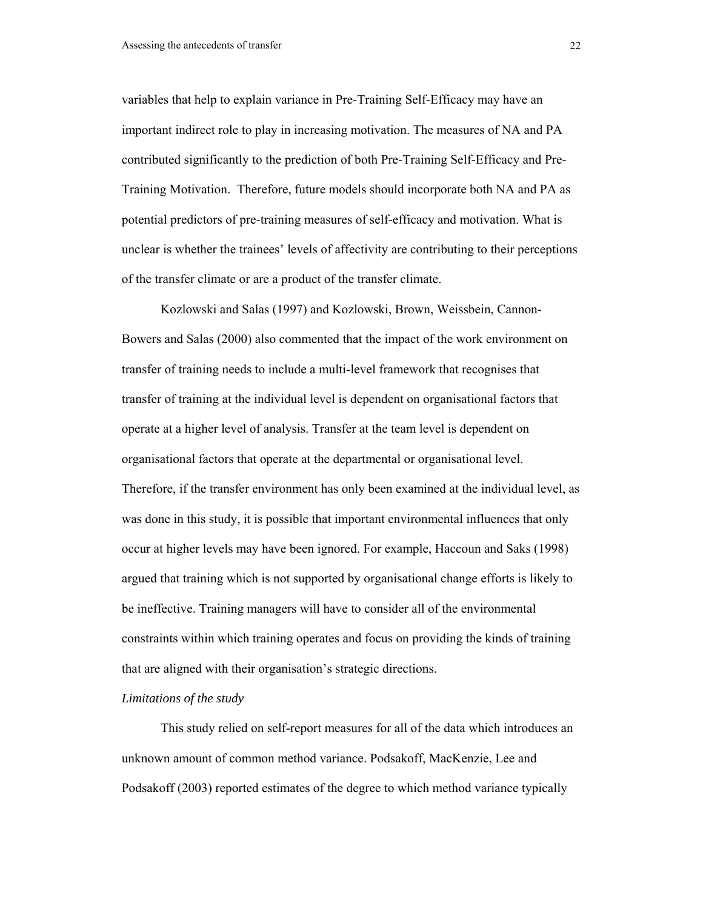variables that help to explain variance in Pre-Training Self-Efficacy may have an important indirect role to play in increasing motivation. The measures of NA and PA contributed significantly to the prediction of both Pre-Training Self-Efficacy and Pre-Training Motivation. Therefore, future models should incorporate both NA and PA as potential predictors of pre-training measures of self-efficacy and motivation. What is unclear is whether the trainees' levels of affectivity are contributing to their perceptions of the transfer climate or are a product of the transfer climate.

Kozlowski and Salas (1997) and Kozlowski, Brown, Weissbein, Cannon-Bowers and Salas (2000) also commented that the impact of the work environment on transfer of training needs to include a multi-level framework that recognises that transfer of training at the individual level is dependent on organisational factors that operate at a higher level of analysis. Transfer at the team level is dependent on organisational factors that operate at the departmental or organisational level. Therefore, if the transfer environment has only been examined at the individual level, as was done in this study, it is possible that important environmental influences that only occur at higher levels may have been ignored. For example, Haccoun and Saks (1998) argued that training which is not supported by organisational change efforts is likely to be ineffective. Training managers will have to consider all of the environmental constraints within which training operates and focus on providing the kinds of training that are aligned with their organisation's strategic directions.

*Limitations of the study*

This study relied on self-report measures for all of the data which introduces an unknown amount of common method variance. Podsakoff, MacKenzie, Lee and Podsakoff (2003) reported estimates of the degree to which method variance typically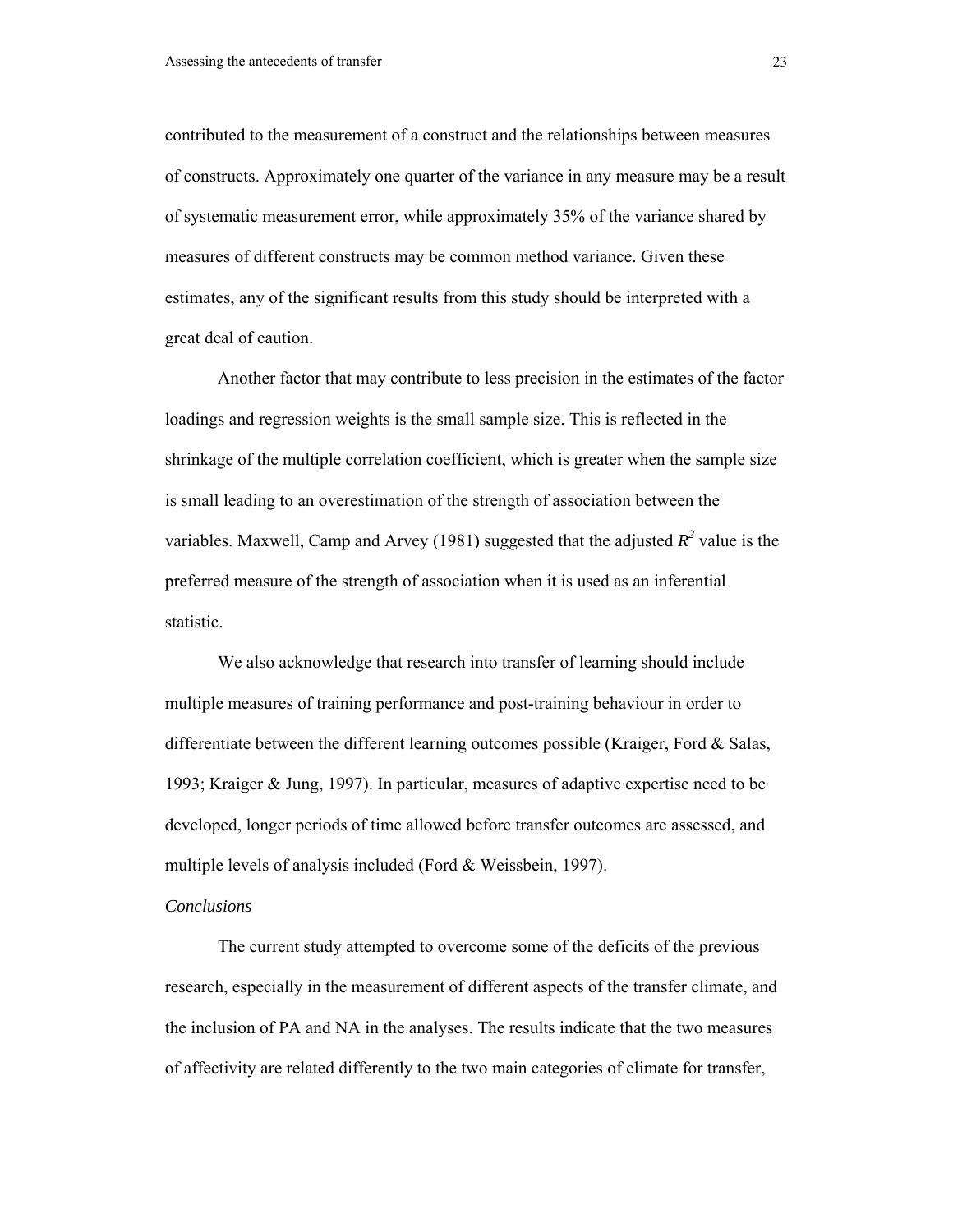contributed to the measurement of a construct and the relationships between measures of constructs. Approximately one quarter of the variance in any measure may be a result of systematic measurement error, while approximately 35% of the variance shared by measures of different constructs may be common method variance. Given these estimates, any of the significant results from this study should be interpreted with a great deal of caution.

Another factor that may contribute to less precision in the estimates of the factor loadings and regression weights is the small sample size. This is reflected in the shrinkage of the multiple correlation coefficient, which is greater when the sample size is small leading to an overestimation of the strength of association between the variables. Maxwell, Camp and Arvey (1981) suggested that the adjusted $R^2$ value is the preferred measure of the strength of association when it is used as an inferential statistic.

We also acknowledge that research into transfer of learning should include multiple measures of training performance and post-training behaviour in order to differentiate between the different learning outcomes possible (Kraiger, Ford & Salas, 1993; Kraiger & Jung, 1997). In particular, measures of adaptive expertise need to be developed, longer periods of time allowed before transfer outcomes are assessed, and multiple levels of analysis included (Ford & Weissbein, 1997).

### *Conclusions*

The current study attempted to overcome some of the deficits of the previous research, especially in the measurement of different aspects of the transfer climate, and the inclusion of PA and NA in the analyses. The results indicate that the two measures of affectivity are related differently to the two main categories of climate for transfer,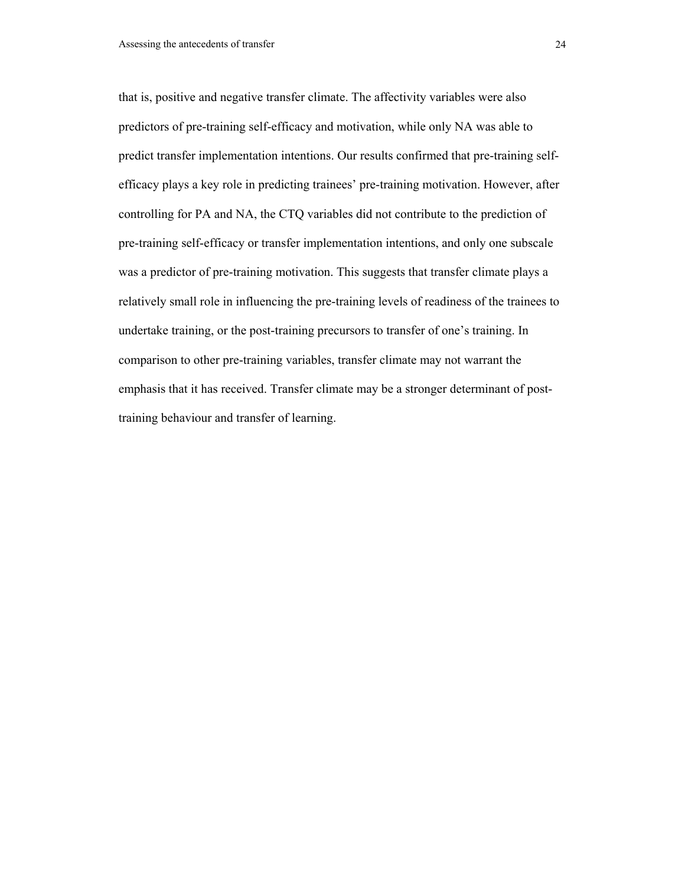that is, positive and negative transfer climate. The affectivity variables were also predictors of pre-training self-efficacy and motivation, while only NA was able to predict transfer implementation intentions. Our results confirmed that pre-training self-efficacy plays a key role in predicting trainees' pre-training motivation. However, after controlling for PA and NA, the CTQ variables did not contribute to the prediction of pre-training self-efficacy or transfer implementation intentions, and only one subscale was a predictor of pre-training motivation. This suggests that transfer climate plays a relatively small role in influencing the pre-training levels of readiness of the trainees to undertake training, or the post-training precursors to transfer of one's training. In comparison to other pre-training variables, transfer climate may not warrant the emphasis that it has received. Transfer climate may be a stronger determinant of post-training behaviour and transfer of learning.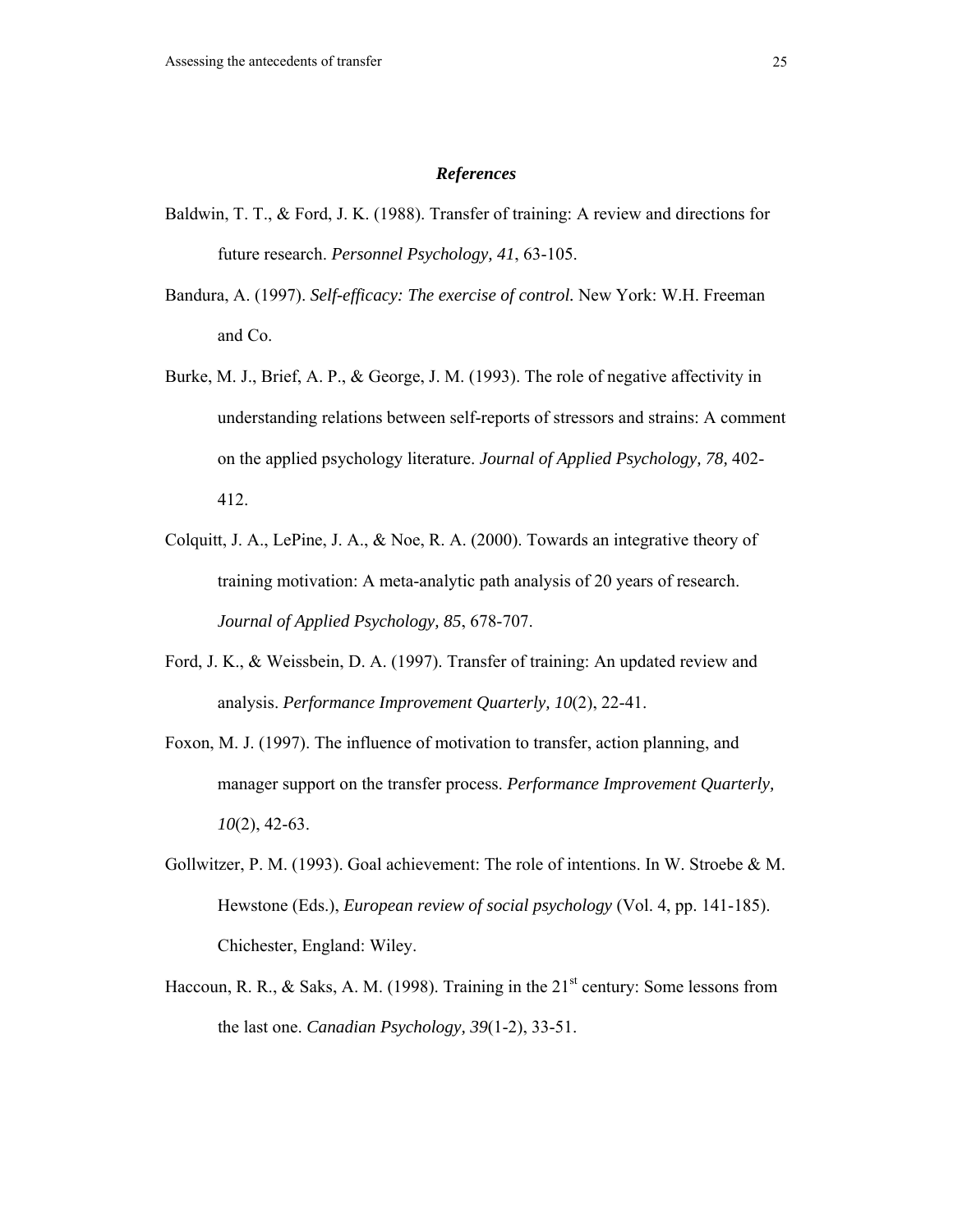## *References*

Baldwin, T. T., & Ford, J. K. (1988). Transfer of training: A review and directions for future research. *Personnel Psychology, 41*, 63-105.

Bandura, A. (1997). *Self-efficacy: The exercise of control.* New York: W.H. Freeman and Co.

Burke, M. J., Brief, A. P., & George, J. M. (1993). The role of negative affectivity in understanding relations between self-reports of stressors and strains: A comment on the applied psychology literature. *Journal of Applied Psychology, 78*, 402-412.

Colquitt, J. A., LePine, J. A., & Noe, R. A. (2000). Towards an integrative theory of training motivation: A meta-analytic path analysis of 20 years of research. *Journal of Applied Psychology, 85*, 678-707.

Ford, J. K., & Weissbein, D. A. (1997). Transfer of training: An updated review and analysis. *Performance Improvement Quarterly, 10*(2), 22-41.

Foxon, M. J. (1997). The influence of motivation to transfer, action planning, and manager support on the transfer process. *Performance Improvement Quarterly, 10*(2), 42-63.

Gollwitzer, P. M. (1993). Goal achievement: The role of intentions. In W. Stroebe & M. Hewstone (Eds.), *European review of social psychology* (Vol. 4, pp. 141-185). Chichester, England: Wiley.

Haccoun, R. R., & Saks, A. M. (1998). Training in the 21st century: Some lessons from the last one. *Canadian Psychology, 39*(1-2), 33-51.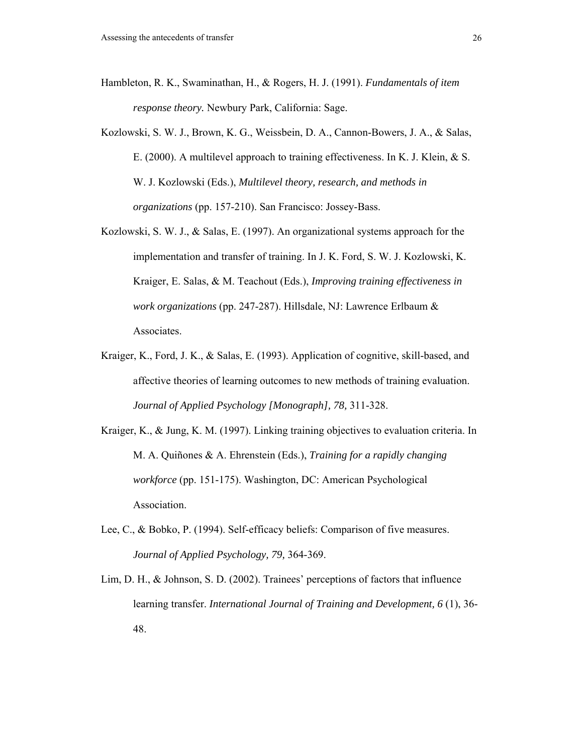Hambleton, R. K., Swaminathan, H., & Rogers, H. J. (1991). *Fundamentals of item response theory.* Newbury Park, California: Sage.

Kozlowski, S. W. J., Brown, K. G., Weissbein, D. A., Cannon-Bowers, J. A., & Salas, E. (2000). A multilevel approach to training effectiveness. In K. J. Klein, & S. W. J. Kozlowski (Eds.), *Multilevel theory, research, and methods in organizations* (pp. 157-210). San Francisco: Jossey-Bass.

Kozlowski, S. W. J., & Salas, E. (1997). An organizational systems approach for the implementation and transfer of training. In J. K. Ford, S. W. J. Kozlowski, K. Kraiger, E. Salas, & M. Teachout (Eds.), *Improving training effectiveness in work organizations* (pp. 247-287). Hillsdale, NJ: Lawrence Erlbaum & Associates.

Kraiger, K., Ford, J. K., & Salas, E. (1993). Application of cognitive, skill-based, and affective theories of learning outcomes to new methods of training evaluation. *Journal of Applied Psychology [Monograph], 78,* 311-328.

Kraiger, K., & Jung, K. M. (1997). Linking training objectives to evaluation criteria. In M. A. Quiñones & A. Ehrenstein (Eds.), *Training for a rapidly changing workforce* (pp. 151-175). Washington, DC: American Psychological Association.

Lee, C., & Bobko, P. (1994). Self-efficacy beliefs: Comparison of five measures. *Journal of Applied Psychology, 79,* 364-369.

Lim, D. H., & Johnson, S. D. (2002). Trainees' perceptions of factors that influence learning transfer. *International Journal of Training and Development, 6* (1), 36-48.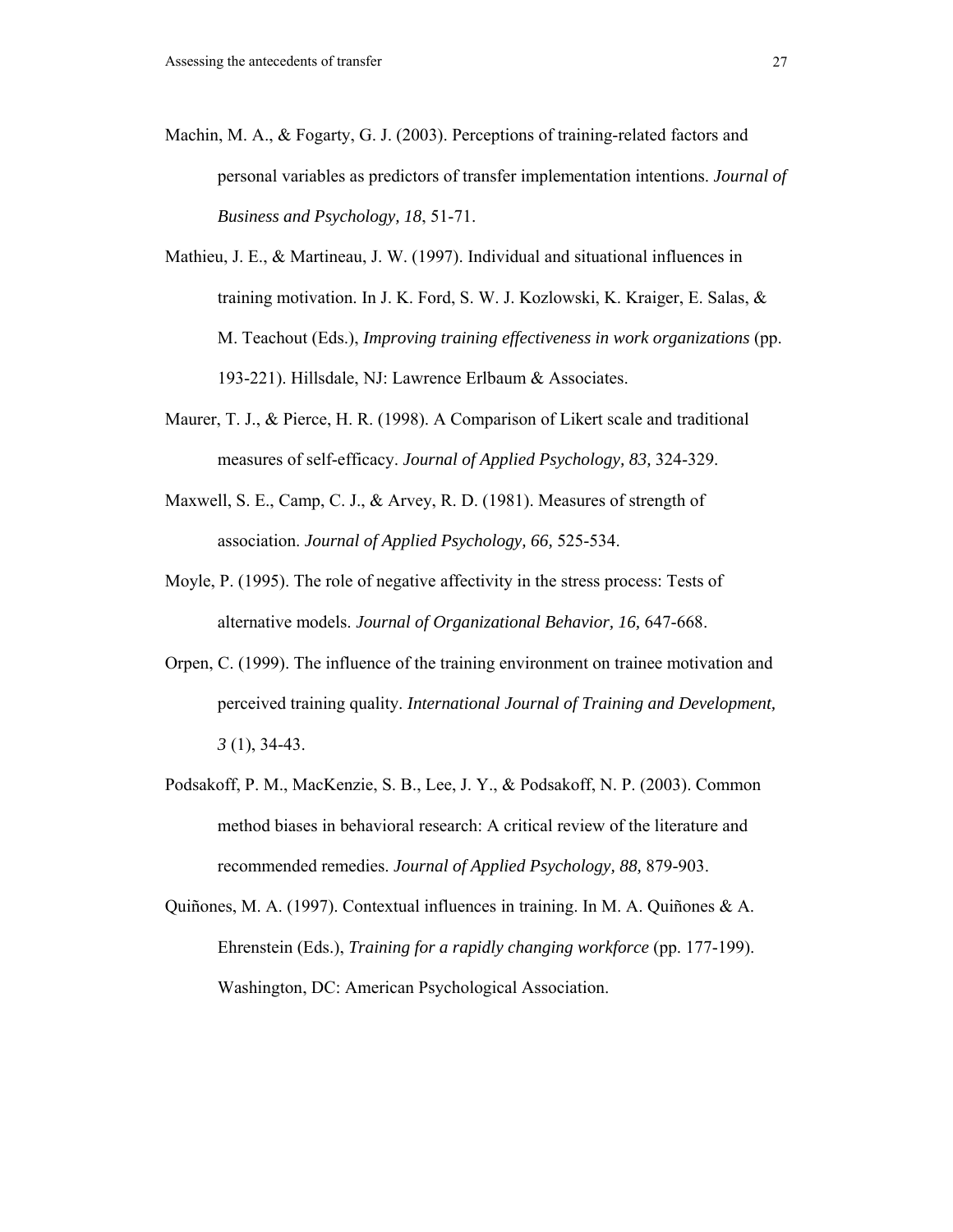Machin, M. A., & Fogarty, G. J. (2003). Perceptions of training-related factors and personal variables as predictors of transfer implementation intentions. *Journal of Business and Psychology, 18*, 51-71.

Mathieu, J. E., & Martineau, J. W. (1997). Individual and situational influences in training motivation. In J. K. Ford, S. W. J. Kozlowski, K. Kraiger, E. Salas, & M. Teachout (Eds.), *Improving training effectiveness in work organizations* (pp. 193-221). Hillsdale, NJ: Lawrence Erlbaum & Associates.

Maurer, T. J., & Pierce, H. R. (1998). A Comparison of Likert scale and traditional measures of self-efficacy. *Journal of Applied Psychology, 83,* 324-329.

Maxwell, S. E., Camp, C. J., & Arvey, R. D. (1981). Measures of strength of association. *Journal of Applied Psychology, 66,* 525-534.

Moyle, P. (1995). The role of negative affectivity in the stress process: Tests of alternative models. *Journal of Organizational Behavior, 16,* 647-668.

Orpen, C. (1999). The influence of the training environment on trainee motivation and perceived training quality. *International Journal of Training and Development, 3* (1), 34-43.

Podsakoff, P. M., MacKenzie, S. B., Lee, J. Y., & Podsakoff, N. P. (2003). Common method biases in behavioral research: A critical review of the literature and recommended remedies. *Journal of Applied Psychology, 88,* 879-903.

Quiñones, M. A. (1997). Contextual influences in training. In M. A. Quiñones & A. Ehrenstein (Eds.), *Training for a rapidly changing workforce* (pp. 177-199). Washington, DC: American Psychological Association.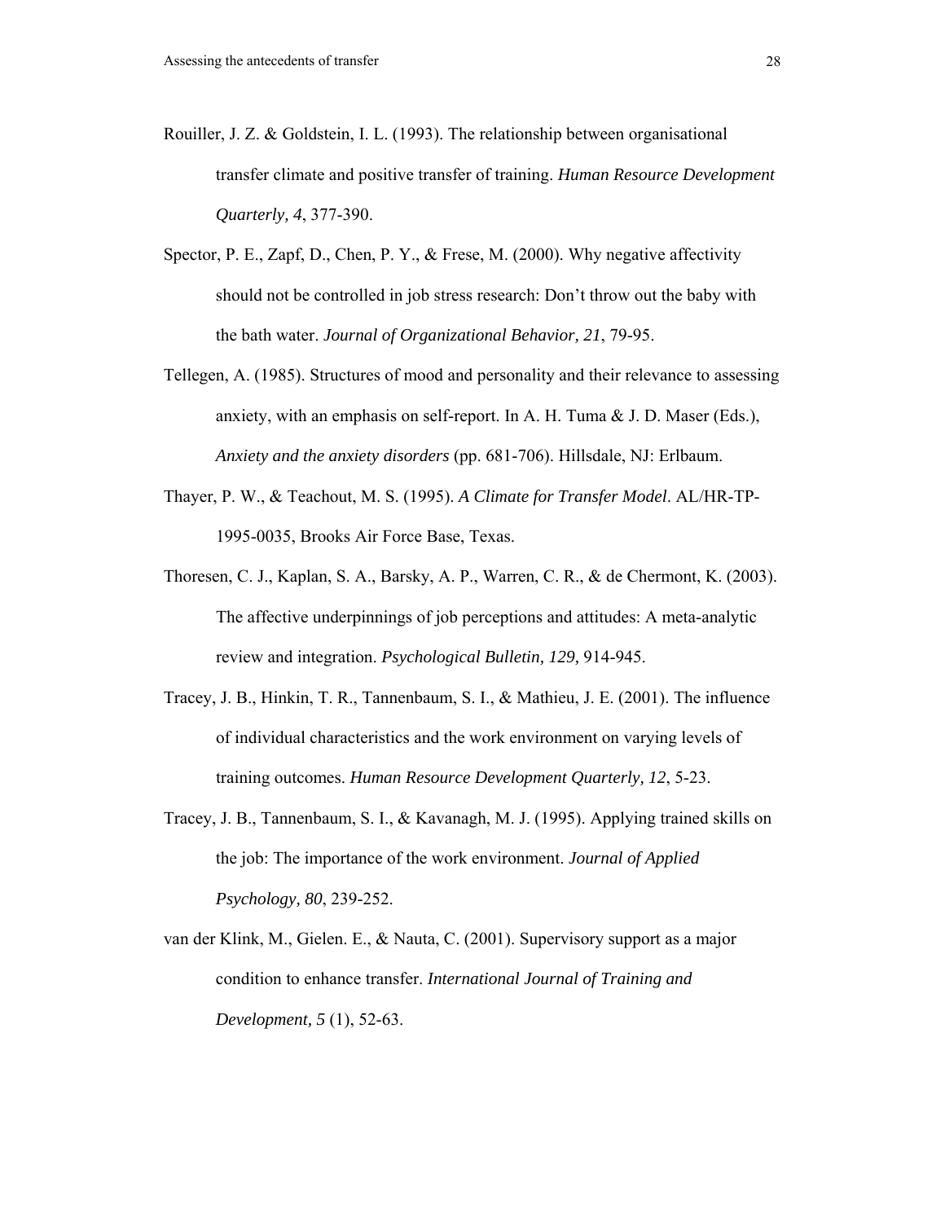Rouiller, J. Z. & Goldstein, I. L. (1993). The relationship between organisational transfer climate and positive transfer of training. *Human Resource Development Quarterly, 4*, 377-390.

Spector, P. E., Zapf, D., Chen, P. Y., & Frese, M. (2000). Why negative affectivity should not be controlled in job stress research: Don't throw out the baby with the bath water. *Journal of Organizational Behavior, 21*, 79-95.

Tellegen, A. (1985). Structures of mood and personality and their relevance to assessing anxiety, with an emphasis on self-report. In A. H. Tuma & J. D. Maser (Eds.), *Anxiety and the anxiety disorders* (pp. 681-706). Hillsdale, NJ: Erlbaum.

Thayer, P. W., & Teachout, M. S. (1995). *A Climate for Transfer Model*. AL/HR-TP-1995-0035, Brooks Air Force Base, Texas.

Thoresen, C. J., Kaplan, S. A., Barsky, A. P., Warren, C. R., & de Chermont, K. (2003). The affective underpinnings of job perceptions and attitudes: A meta-analytic review and integration. *Psychological Bulletin, 129,* 914-945.

Tracey, J. B., Hinkin, T. R., Tannenbaum, S. I., & Mathieu, J. E. (2001). The influence of individual characteristics and the work environment on varying levels of training outcomes. *Human Resource Development Quarterly, 12*, 5-23.

Tracey, J. B., Tannenbaum, S. I., & Kavanagh, M. J. (1995). Applying trained skills on the job: The importance of the work environment. *Journal of Applied Psychology, 80*, 239-252.

van der Klink, M., Gielen. E., & Nauta, C. (2001). Supervisory support as a major condition to enhance transfer. *International Journal of Training and Development, 5* (1), 52-63.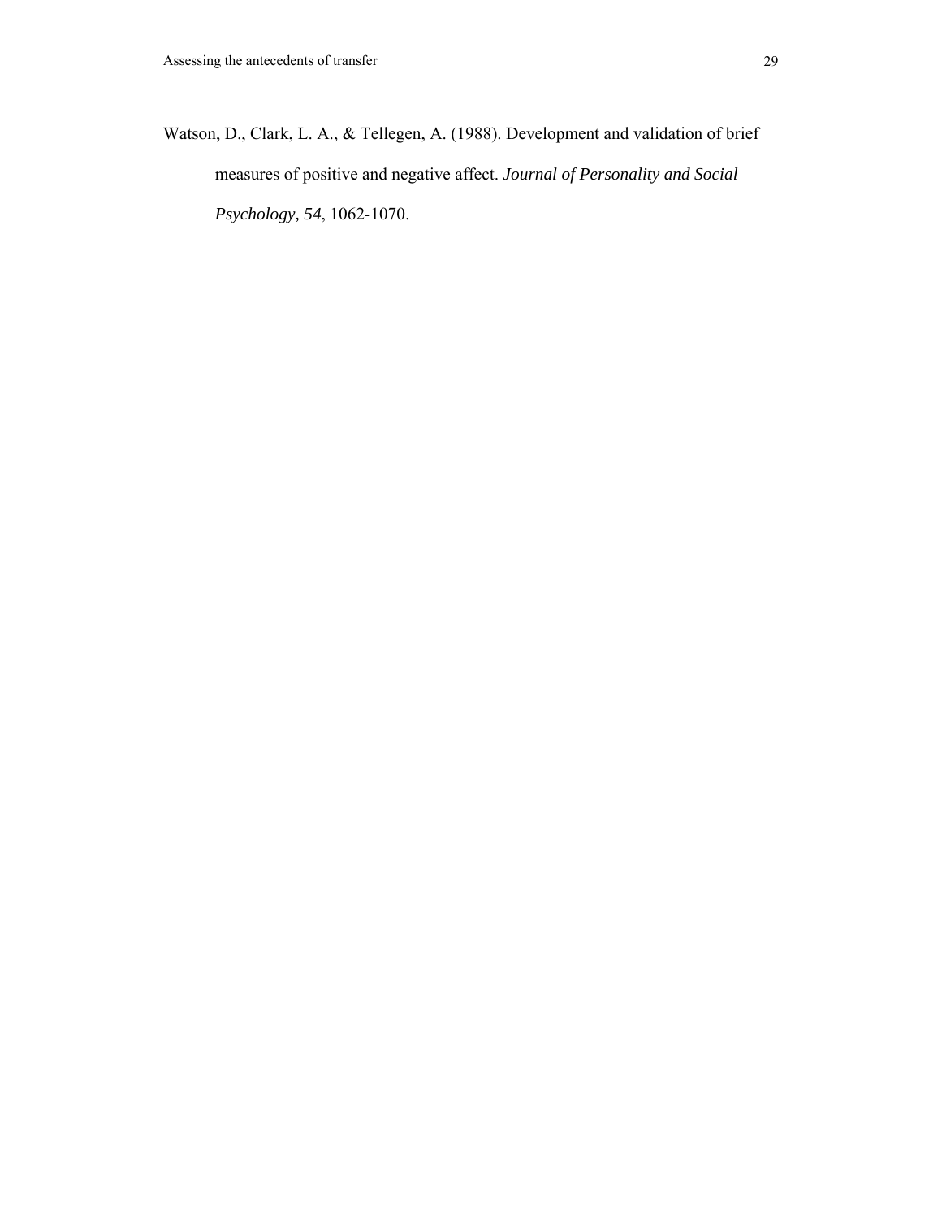Watson, D., Clark, L. A., & Tellegen, A. (1988). Development and validation of brief measures of positive and negative affect. *Journal of Personality and Social Psychology, 54*, 1062-1070.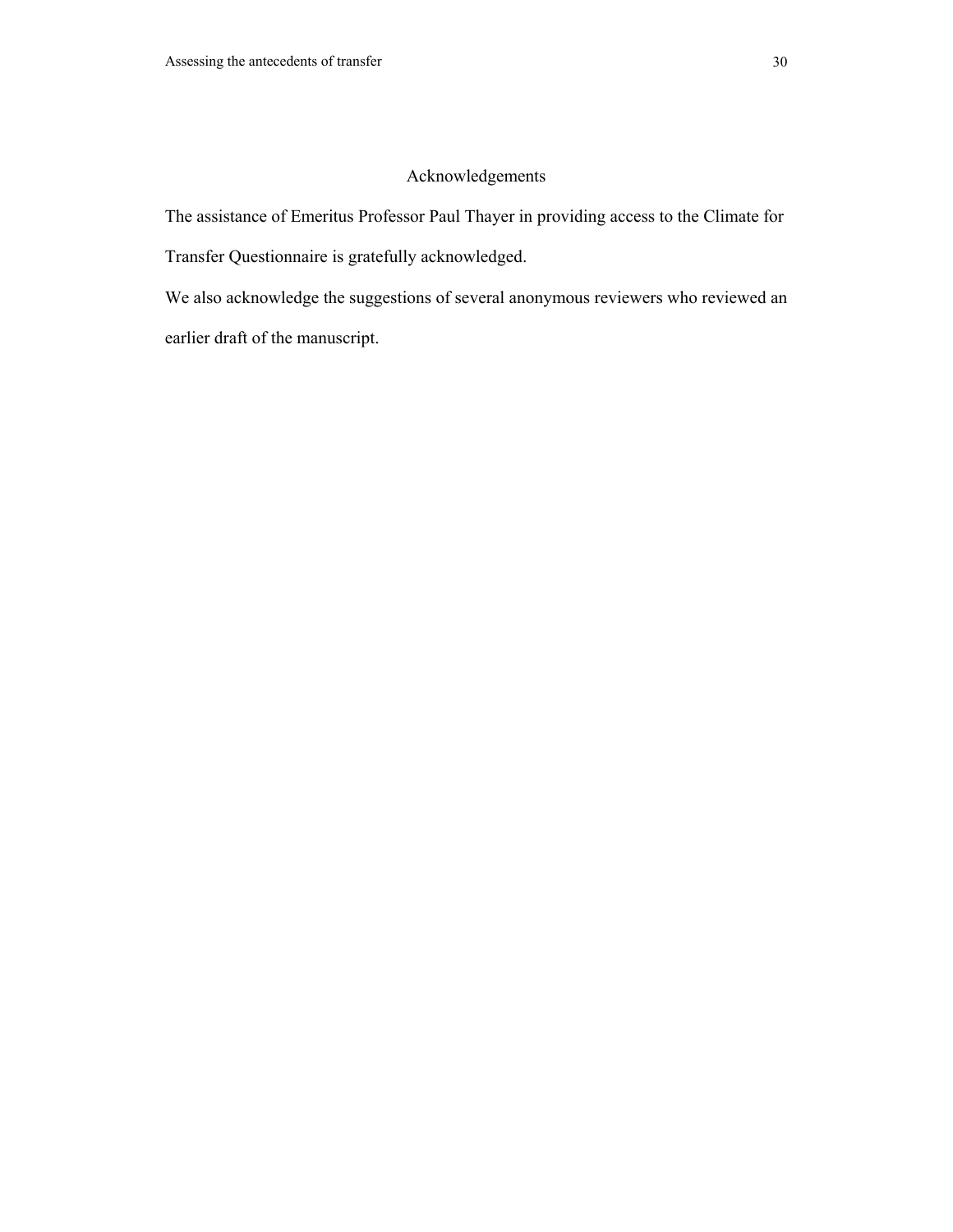# Acknowledgements

The assistance of Emeritus Professor Paul Thayer in providing access to the Climate for Transfer Questionnaire is gratefully acknowledged.

We also acknowledge the suggestions of several anonymous reviewers who reviewed an earlier draft of the manuscript.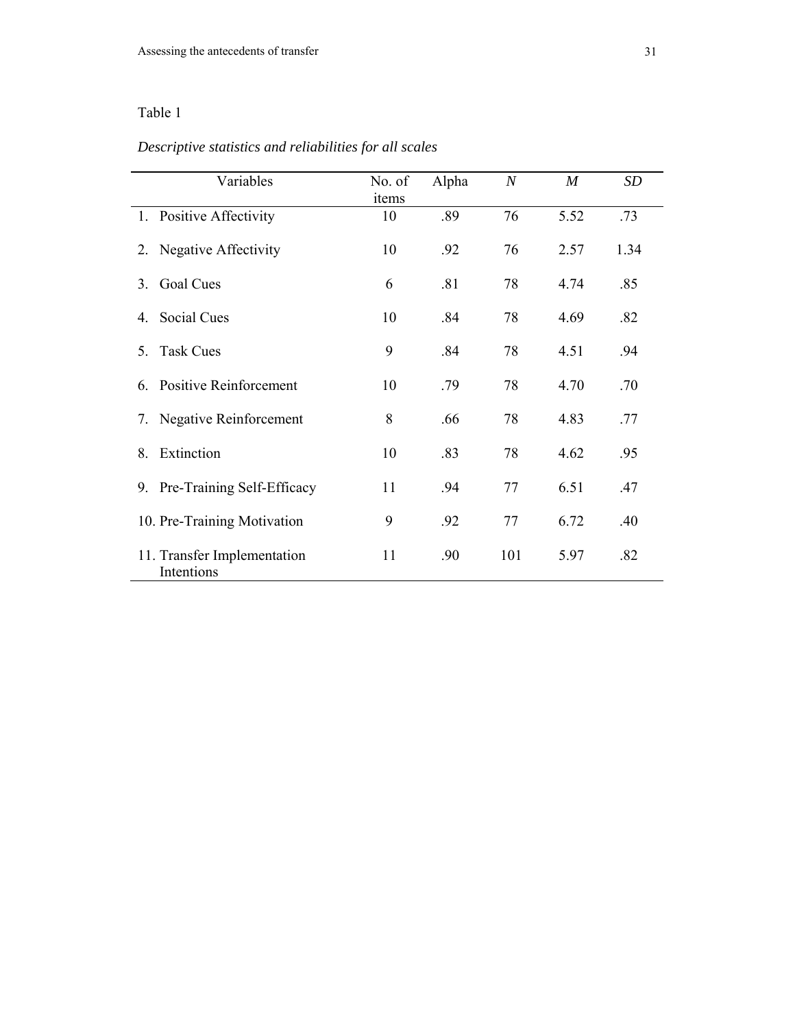Table 1

*Descriptive statistics and reliabilities for all scales*

| Variables | No. of items | Alpha | *N* | *M* | *SD* |
|---|---|---|---|---|---|
| 1. Positive Affectivity | 10 | .89 | 76 | 5.52 | .73 |
| 2. Negative Affectivity | 10 | .92 | 76 | 2.57 | 1.34 |
| 3. Goal Cues | 6 | .81 | 78 | 4.74 | .85 |
| 4. Social Cues | 10 | .84 | 78 | 4.69 | .82 |
| 5. Task Cues | 9 | .84 | 78 | 4.51 | .94 |
| 6. Positive Reinforcement | 10 | .79 | 78 | 4.70 | .70 |
| 7. Negative Reinforcement | 8 | .66 | 78 | 4.83 | .77 |
| 8. Extinction | 10 | .83 | 78 | 4.62 | .95 |
| 9. Pre-Training Self-Efficacy | 11 | .94 | 77 | 6.51 | .47 |
| 10. Pre-Training Motivation | 9 | .92 | 77 | 6.72 | .40 |
| 11. Transfer Implementation Intentions | 11 | .90 | 101 | 5.97 | .82 |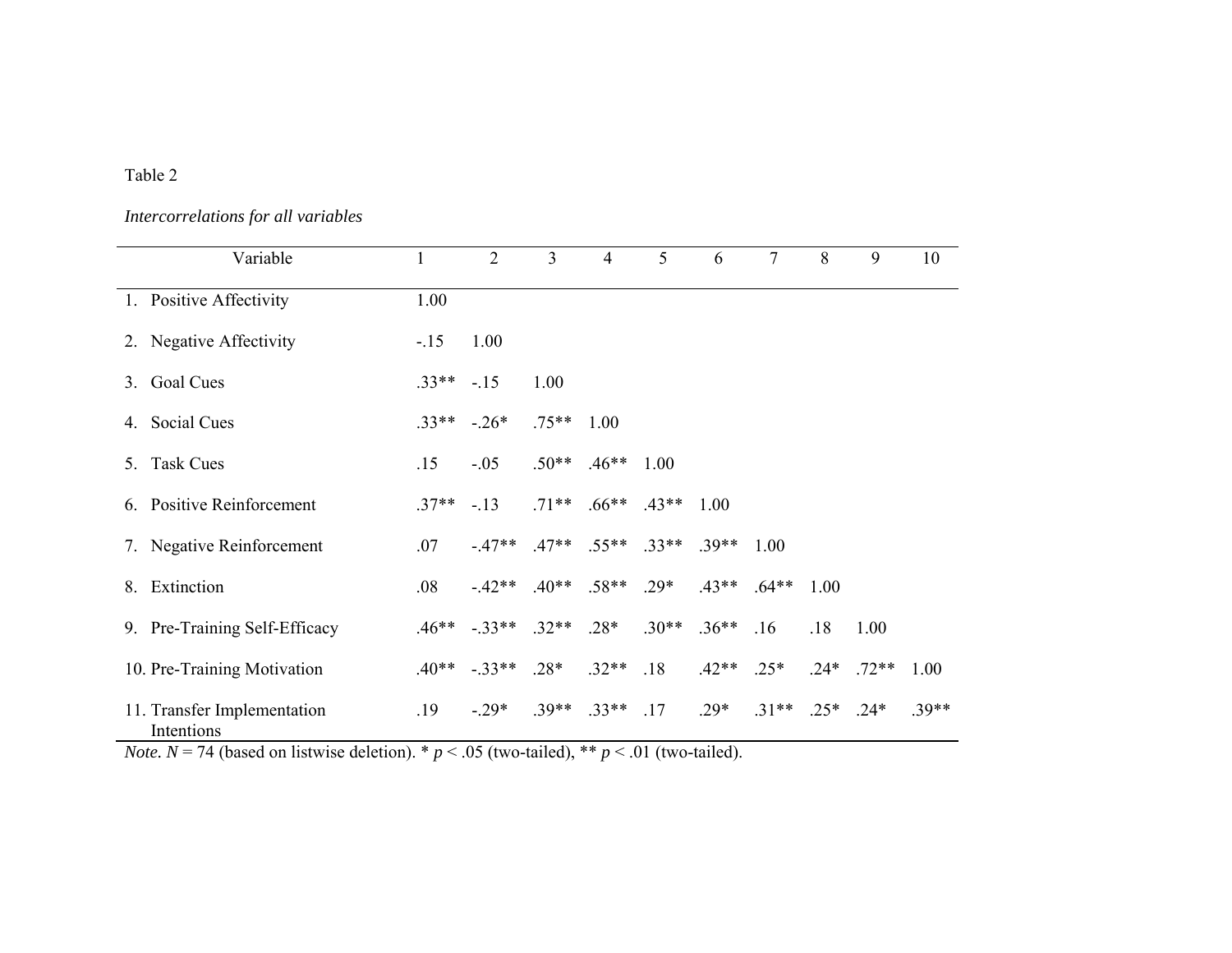Table 2

*Intercorrelations for all variables*

| Variable | 1 | 2 | 3 | 4 | 5 | 6 | 7 | 8 | 9 | 10 |
|---|---|---|---|---|---|---|---|---|---|---|
| 1. Positive Affectivity | 1.00 | | | | | | | | | |
| 2. Negative Affectivity | -.15 | 1.00 | | | | | | | | |
| 3. Goal Cues | .33** | -.15 | 1.00 | | | | | | | |
| 4. Social Cues | .33** | -.26* | .75** | 1.00 | | | | | | |
| 5. Task Cues | .15 | -.05 | .50** | .46** | 1.00 | | | | | |
| 6. Positive Reinforcement | .37** | -.13 | .71** | .66** | .43** | 1.00 | | | | |
| 7. Negative Reinforcement | .07 | -.47** | .47** | .55** | .33** | .39** | 1.00 | | | |
| 8. Extinction | .08 | -.42** | .40** | .58** | .29* | .43** | .64** | 1.00 | | |
| 9. Pre-Training Self-Efficacy | .46** | -.33** | .32** | .28* | .30** | .36** | .16 | .18 | 1.00 | |
| 10. Pre-Training Motivation | .40** | -.33** | .28* | .32** | .18 | .42** | .25* | .24* | .72** | 1.00 |
| 11. Transfer Implementation Intentions | .19 | -.29* | .39** | .33** | .17 | .29* | .31** | .25* | .24* | .39** |

*Note. N* = 74 (based on listwise deletion). * $p < .05$ (two-tailed), ** $p < .01$ (two-tailed).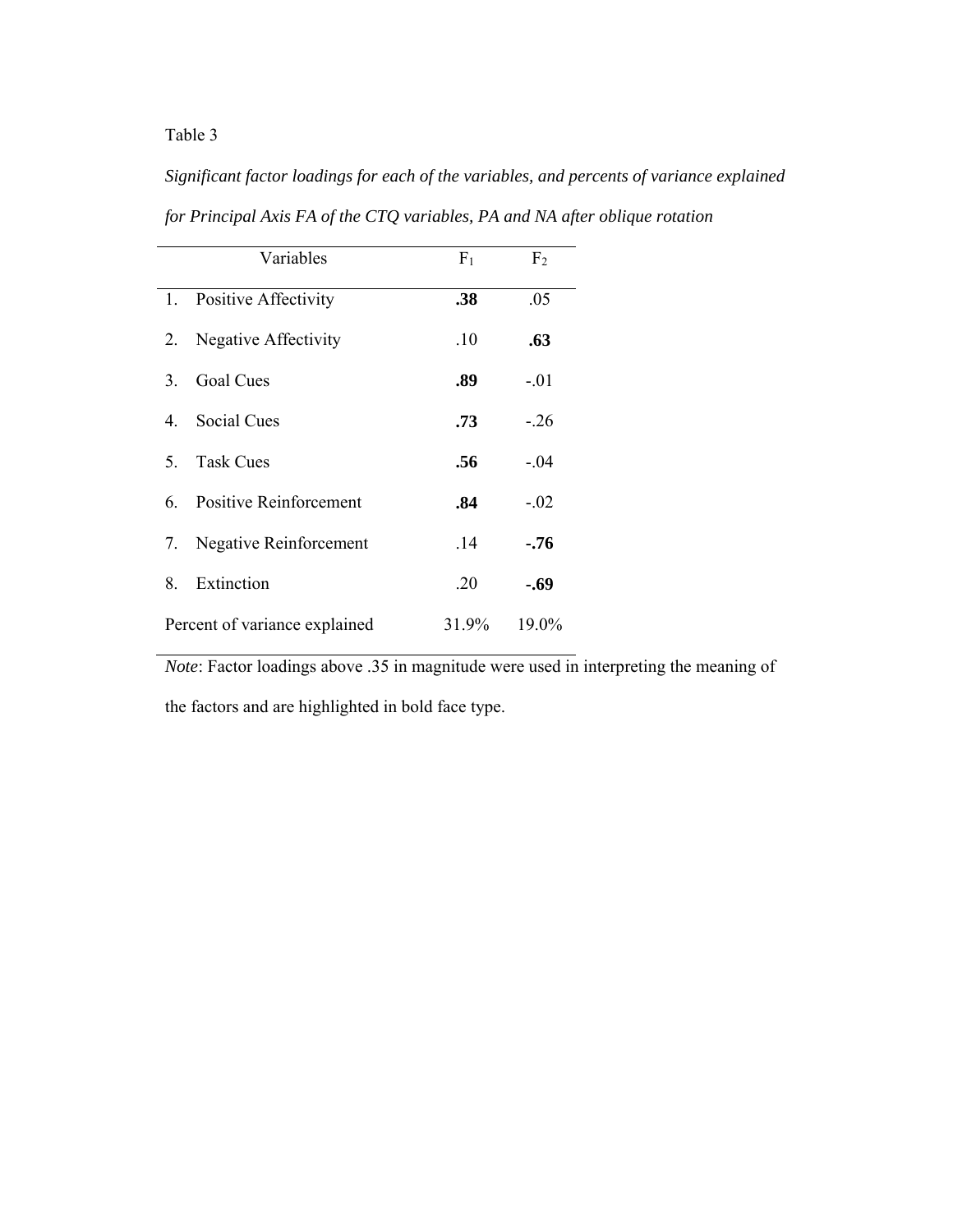Table 3

*Significant factor loadings for each of the variables, and percents of variance explained for Principal Axis FA of the CTQ variables, PA and NA after oblique rotation*

| Variables | $F_1$ | $F_2$ |
|---|---|---|
| 1. Positive Affectivity | **.38** | .05 |
| 2. Negative Affectivity | .10 | **.63** |
| 3. Goal Cues | **.89** | -.01 |
| 4. Social Cues | **.73** | -.26 |
| 5. Task Cues | **.56** | -.04 |
| 6. Positive Reinforcement | **.84** | -.02 |
| 7. Negative Reinforcement | .14 | **-.76** |
| 8. Extinction | .20 | **-.69** |
| Percent of variance explained | 31.9% | 19.0% |

*Note*: Factor loadings above .35 in magnitude were used in interpreting the meaning of the factors and are highlighted in bold face type.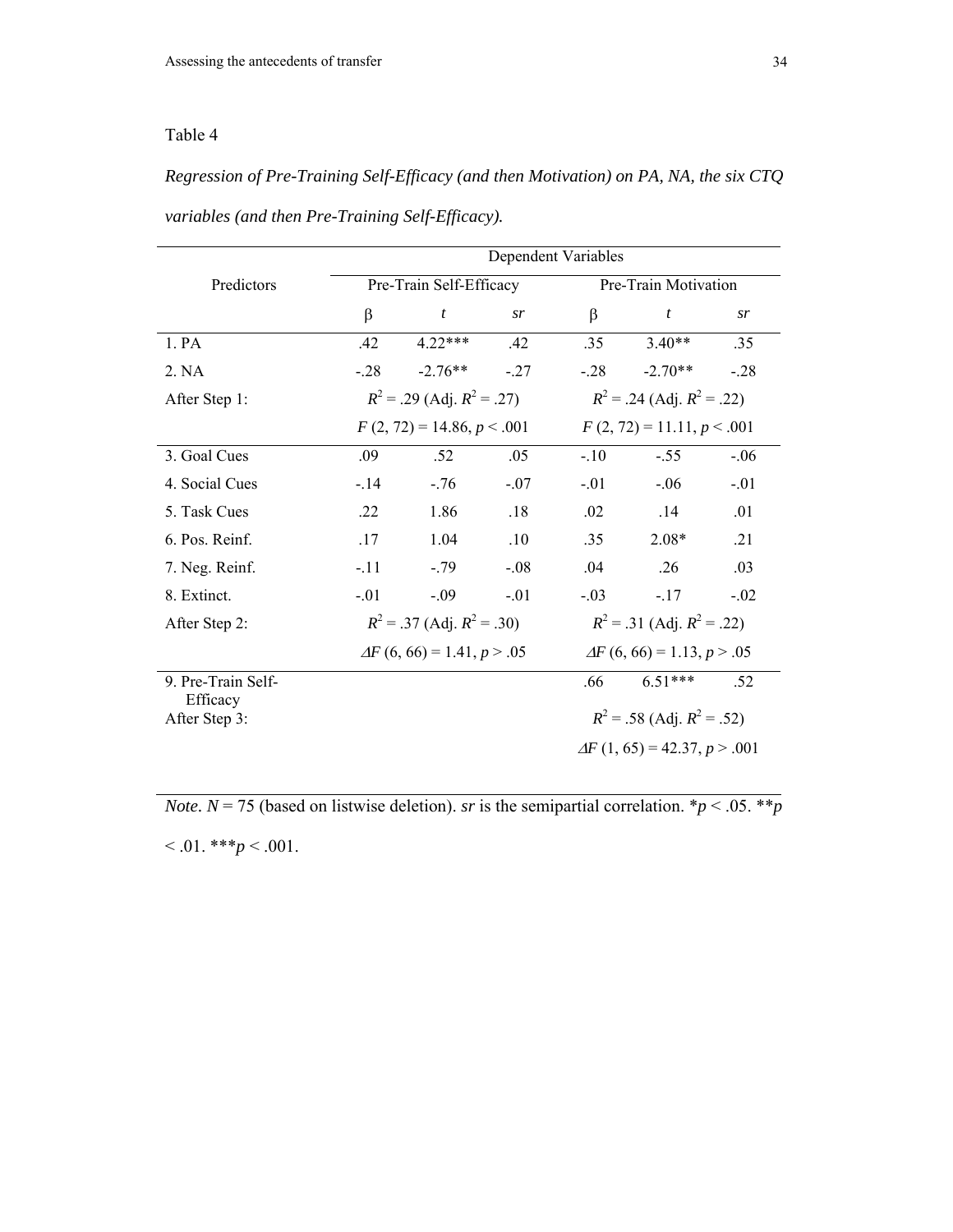Table 4

*Regression of Pre-Training Self-Efficacy (and then Motivation) on PA, NA, the six CTQ variables (and then Pre-Training Self-Efficacy).*

| Predictors | Dependent Variables | | | | | |
|---|---|---|---|---|---|---|
| | Pre-Train Self-Efficacy | | | Pre-Train Motivation | | |
| | β | *t* | *sr* | β | *t* | *sr* |
| 1. PA | .42 | 4.22*** | .42 | .35 | 3.40** | .35 |
| 2. NA | -.28 | -2.76** | -.27 | -.28 | -2.70** | -.28 |
| After Step 1: | $R^2$ = .29 (Adj. $R^2$ = .27) | | | $R^2$ = .24 (Adj. $R^2$ = .22) | | |
| | $F$ (2, 72) = 14.86, $p$ < .001 | | | $F$ (2, 72) = 11.11, $p$ < .001 | | |
| 3. Goal Cues | .09 | .52 | .05 | -.10 | -.55 | -.06 |
| 4. Social Cues | -.14 | -.76 | -.07 | -.01 | -.06 | -.01 |
| 5. Task Cues | .22 | 1.86 | .18 | .02 | .14 | .01 |
| 6. Pos. Reinf. | .17 | 1.04 | .10 | .35 | 2.08* | .21 |
| 7. Neg. Reinf. | -.11 | -.79 | -.08 | .04 | .26 | .03 |
| 8. Extinct. | -.01 | -.09 | -.01 | -.03 | -.17 | -.02 |
| After Step 2: | $R^2$ = .37 (Adj. $R^2$ = .30) | | | $R^2$ = .31 (Adj. $R^2$ = .22) | | |
| | $\Delta F$ (6, 66) = 1.41, $p$ > .05 | | | $\Delta F$ (6, 66) = 1.13, $p$ > .05 | | |
| 9. Pre-Train Self-Efficacy | | | | .66 | 6.51*** | .52 |
| After Step 3: | | | | $R^2$ = .58 (Adj. $R^2$ = .52) | | |
| | | | | $\Delta F$ (1, 65) = 42.37, $p$ > .001 | | |

*Note.* $N$ = 75 (based on listwise deletion). *sr* is the semipartial correlation. \*$p$ < .05. \*\*$p$ < .01. \*\*\*$p$ < .001.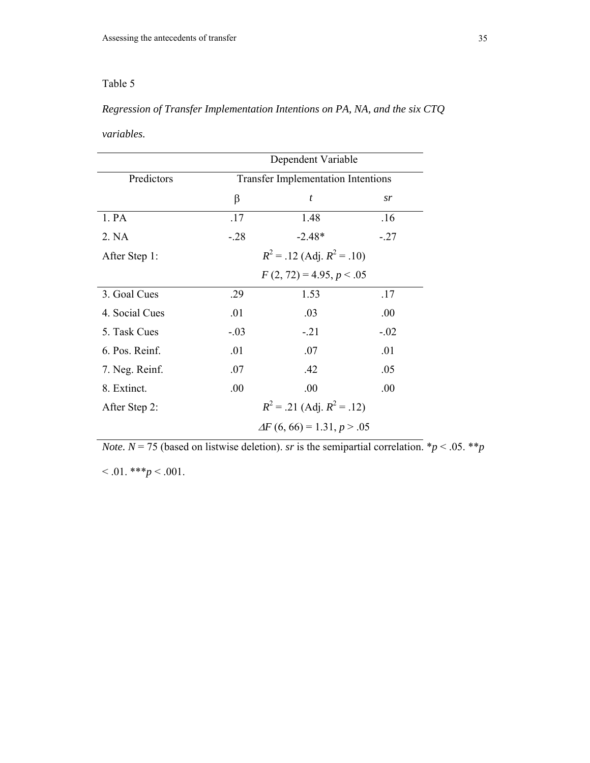Table 5

*Regression of Transfer Implementation Intentions on PA, NA, and the six CTQ variables.*

| | Dependent Variable | | |
|---|---|---|---|
| Predictors | Transfer Implementation Intentions | | |
| | β | *t* | *sr* |
| 1. PA | .17 | 1.48 | .16 |
| 2. NA | -.28 | -2.48* | -.27 |
| After Step 1: | $R^2$ = .12 (Adj. $R^2$ = .10) | | |
| | $F$ (2, 72) = 4.95, $p < .05$ | | |
| 3. Goal Cues | .29 | 1.53 | .17 |
| 4. Social Cues | .01 | .03 | .00 |
| 5. Task Cues | -.03 | -.21 | -.02 |
| 6. Pos. Reinf. | .01 | .07 | .01 |
| 7. Neg. Reinf. | .07 | .42 | .05 |
| 8. Extinct. | .00 | .00 | .00 |
| After Step 2: | $R^2$ = .21 (Adj. $R^2$ = .12) | | |
| | $\Delta F$ (6, 66) = 1.31, $p > .05$ | | |

*Note.* $N$ = 75 (based on listwise deletion). *sr* is the semipartial correlation. \*$p < .05$. \*\*$p < .01$. \*\*\*$p < .001$.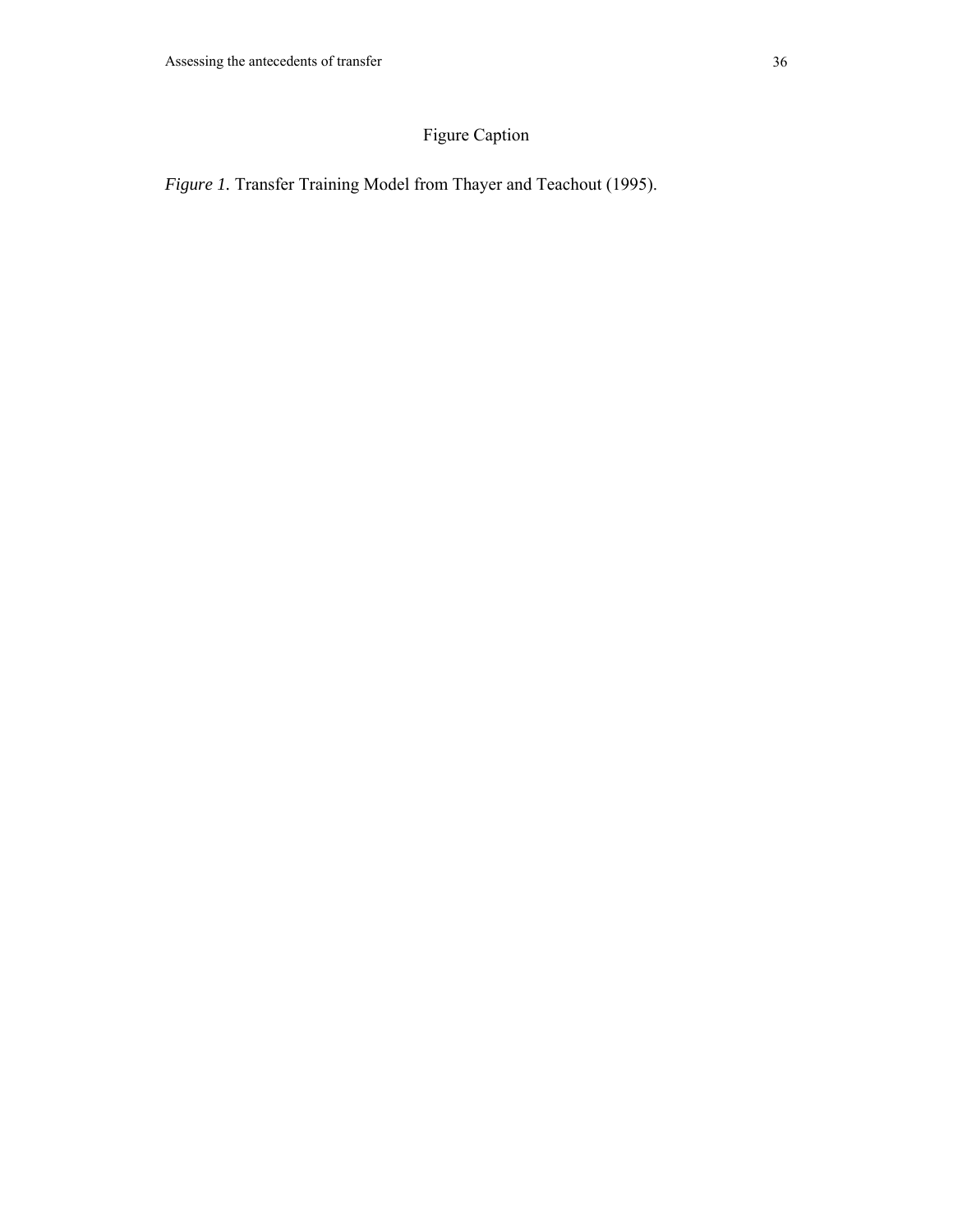Figure Caption

*Figure 1.* Transfer Training Model from Thayer and Teachout (1995).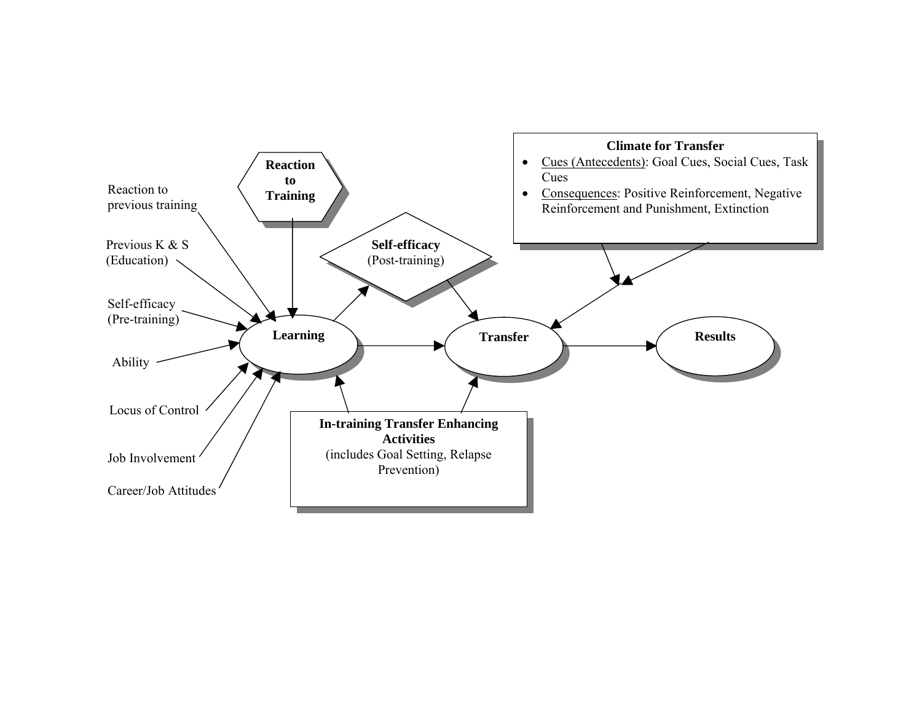Reaction to Training

Reaction to previous training

Previous K & S (Education)

Self-efficacy (Pre-training)

Ability

Locus of Control

Job Involvement

Career/Job Attitudes

Learning

Self-efficacy (Post-training)

Transfer

Results

**Climate for Transfer**

- Cues (Antecedents): Goal Cues, Social Cues, Task Cues
- Consequences: Positive Reinforcement, Negative Reinforcement and Punishment, Extinction

**In-training Transfer Enhancing Activities**
(includes Goal Setting, Relapse Prevention)